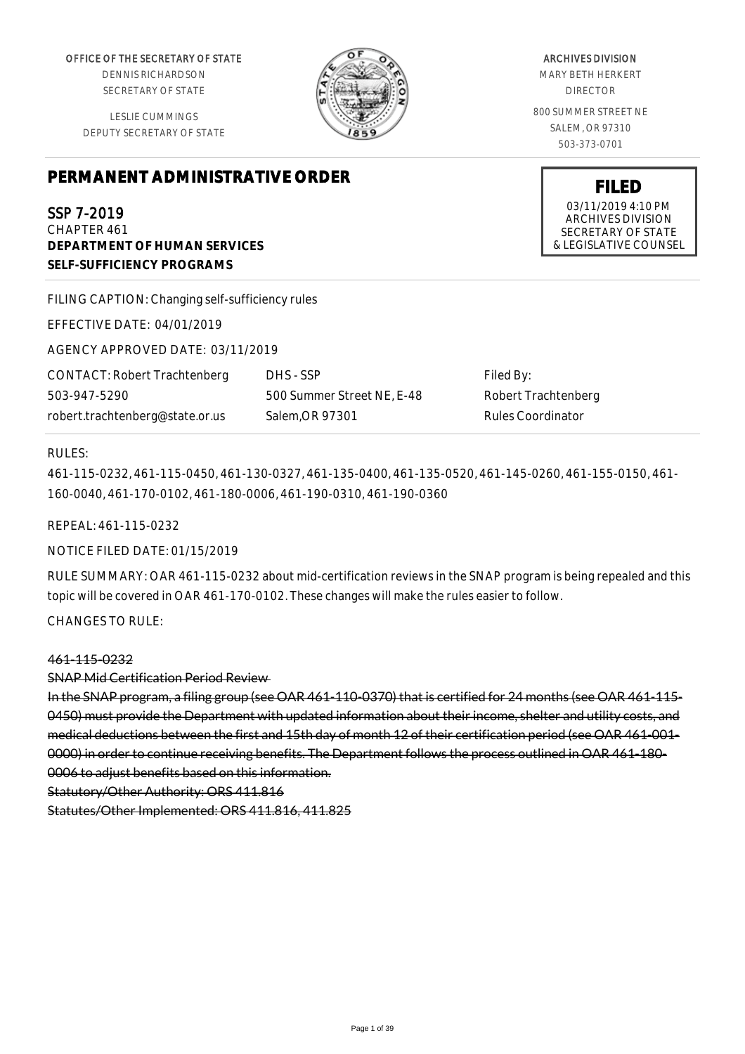OFFICE OF THE SECRETARY OF STATE
DENNIS RICHARDSON
SECRETARY OF STATE

LESLIE CUMMINGS
DEPUTY SECRETARY OF STATE

ARCHIVES DIVISION
MARY BETH HERKERT
DIRECTOR

800 SUMMER STREET NE
SALEM, OR 97310
503-373-0701

**FILED**
03/11/2019 4:10 PM
ARCHIVES DIVISION
SECRETARY OF STATE
& LEGISLATIVE COUNSEL

# PERMANENT ADMINISTRATIVE ORDER

SSP 7-2019
CHAPTER 461
**DEPARTMENT OF HUMAN SERVICES**
**SELF-SUFFICIENCY PROGRAMS**

FILING CAPTION: Changing self-sufficiency rules

EFFECTIVE DATE: 04/01/2019

AGENCY APPROVED DATE: 03/11/2019

CONTACT: Robert Trachtenberg
503-947-5290
robert.trachtenberg@state.or.us

DHS - SSP
500 Summer Street NE, E-48
Salem,OR 97301

Filed By:
Robert Trachtenberg
Rules Coordinator

RULES:

461-115-0232, 461-115-0450, 461-130-0327, 461-135-0400, 461-135-0520, 461-145-0260, 461-155-0150, 461-160-0040, 461-170-0102, 461-180-0006, 461-190-0310, 461-190-0360

REPEAL: 461-115-0232

NOTICE FILED DATE: 01/15/2019

RULE SUMMARY: OAR 461-115-0232 about mid-certification reviews in the SNAP program is being repealed and this topic will be covered in OAR 461-170-0102. These changes will make the rules easier to follow.

CHANGES TO RULE:

~~461-115-0232~~

~~SNAP Mid Certification Period Review~~

~~In the SNAP program, a filing group (see OAR 461-110-0370) that is certified for 24 months (see OAR 461-115-0450) must provide the Department with updated information about their income, shelter and utility costs, and medical deductions between the first and 15th day of month 12 of their certification period (see OAR 461-001-0000) in order to continue receiving benefits. The Department follows the process outlined in OAR 461-180-0006 to adjust benefits based on this information.~~

~~Statutory/Other Authority: ORS 411.816~~

~~Statutes/Other Implemented: ORS 411.816, 411.825~~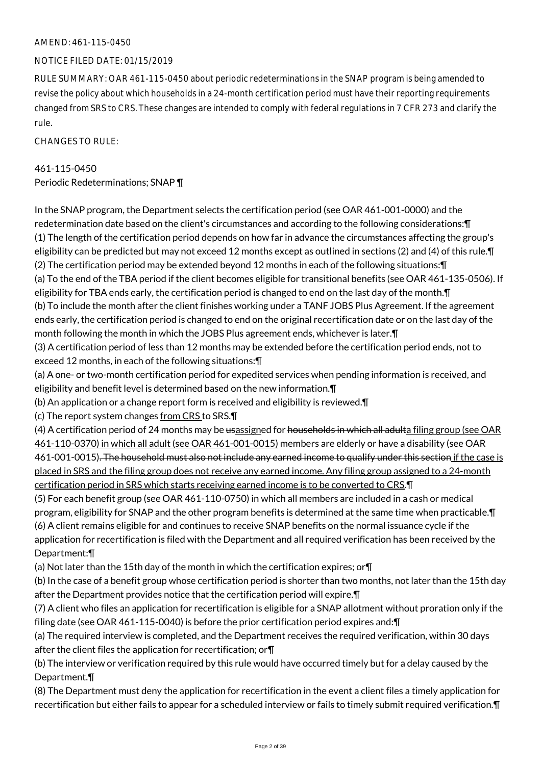AMEND: 461-115-0450

NOTICE FILED DATE: 01/15/2019

RULE SUMMARY: OAR 461-115-0450 about periodic redeterminations in the SNAP program is being amended to revise the policy about which households in a 24-month certification period must have their reporting requirements changed from SRS to CRS. These changes are intended to comply with federal regulations in 7 CFR 273 and clarify the rule.

CHANGES TO RULE:

461-115-0450
Periodic Redeterminations; SNAP ¶

In the SNAP program, the Department selects the certification period (see OAR 461-001-0000) and the redetermination date based on the client's circumstances and according to the following considerations:¶
(1) The length of the certification period depends on how far in advance the circumstances affecting the group's eligibility can be predicted but may not exceed 12 months except as outlined in sections (2) and (4) of this rule.¶
(2) The certification period may be extended beyond 12 months in each of the following situations:¶
(a) To the end of the TBA period if the client becomes eligible for transitional benefits (see OAR 461-135-0506). If eligibility for TBA ends early, the certification period is changed to end on the last day of the month.¶
(b) To include the month after the client finishes working under a TANF JOBS Plus Agreement. If the agreement ends early, the certification period is changed to end on the original recertification date or on the last day of the month following the month in which the JOBS Plus agreement ends, whichever is later.¶
(3) A certification period of less than 12 months may be extended before the certification period ends, not to exceed 12 months, in each of the following situations:¶
(a) A one- or two-month certification period for expedited services when pending information is received, and eligibility and benefit level is determined based on the new information.¶
(b) An application or a change report form is received and eligibility is reviewed.¶
(c) The report system changes from CRS to SRS.¶
(4) A certification period of 24 months may be ~~us~~assigned for ~~households in which all adult~~a filing group (see OAR 461-110-0370) in which all adult (see OAR 461-001-0015) members are elderly or have a disability (see OAR 461-001-0015)~~. The household must also not include any earned income to qualify under this section~~ if the case is placed in SRS and the filing group does not receive any earned income. Any filing group assigned to a 24-month certification period in SRS which starts receiving earned income is to be converted to CRS.¶
(5) For each benefit group (see OAR 461-110-0750) in which all members are included in a cash or medical program, eligibility for SNAP and the other program benefits is determined at the same time when practicable.¶
(6) A client remains eligible for and continues to receive SNAP benefits on the normal issuance cycle if the application for recertification is filed with the Department and all required verification has been received by the Department:¶
(a) Not later than the 15th day of the month in which the certification expires; or¶
(b) In the case of a benefit group whose certification period is shorter than two months, not later than the 15th day after the Department provides notice that the certification period will expire.¶
(7) A client who files an application for recertification is eligible for a SNAP allotment without proration only if the filing date (see OAR 461-115-0040) is before the prior certification period expires and:¶
(a) The required interview is completed, and the Department receives the required verification, within 30 days after the client files the application for recertification; or¶
(b) The interview or verification required by this rule would have occurred timely but for a delay caused by the Department.¶
(8) The Department must deny the application for recertification in the event a client files a timely application for recertification but either fails to appear for a scheduled interview or fails to timely submit required verification.¶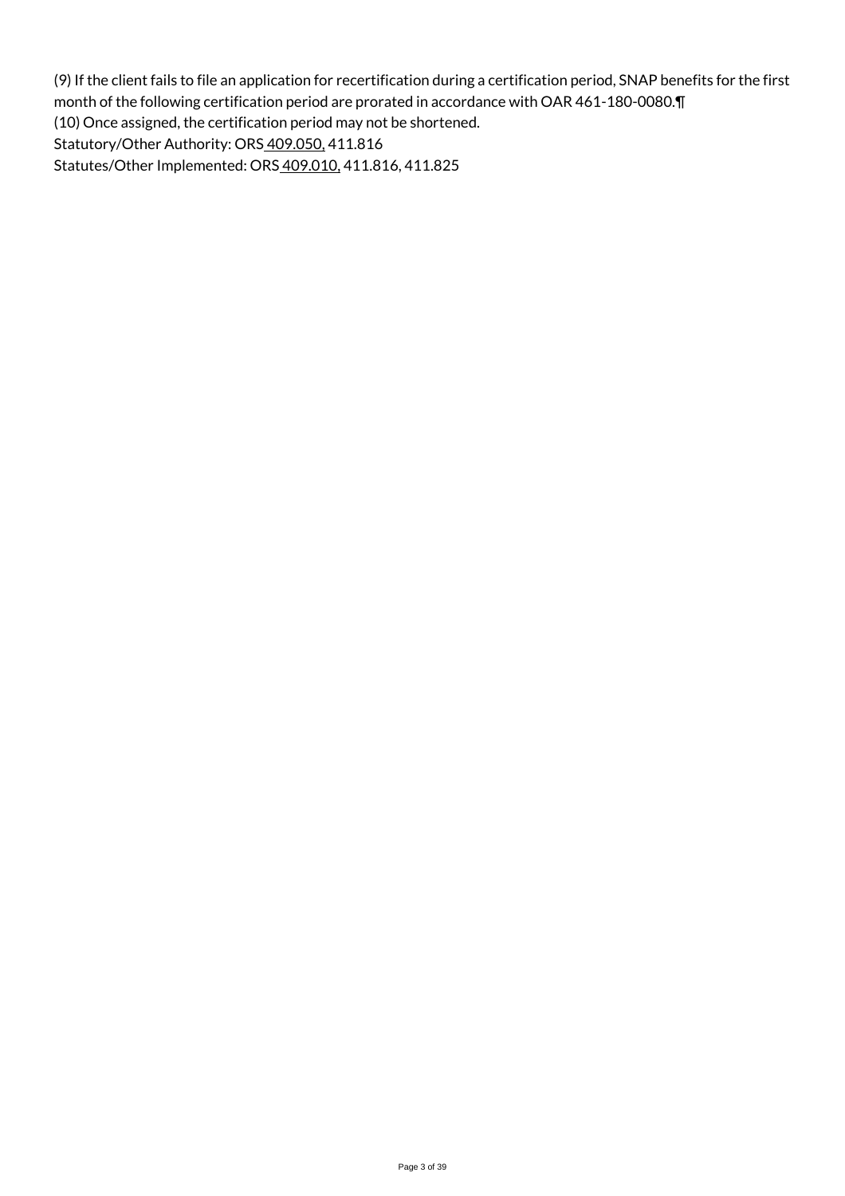(9) If the client fails to file an application for recertification during a certification period, SNAP benefits for the first month of the following certification period are prorated in accordance with OAR 461-180-0080.¶

(10) Once assigned, the certification period may not be shortened.

Statutory/Other Authority: ORS 409.050, 411.816

Statutes/Other Implemented: ORS 409.010, 411.816, 411.825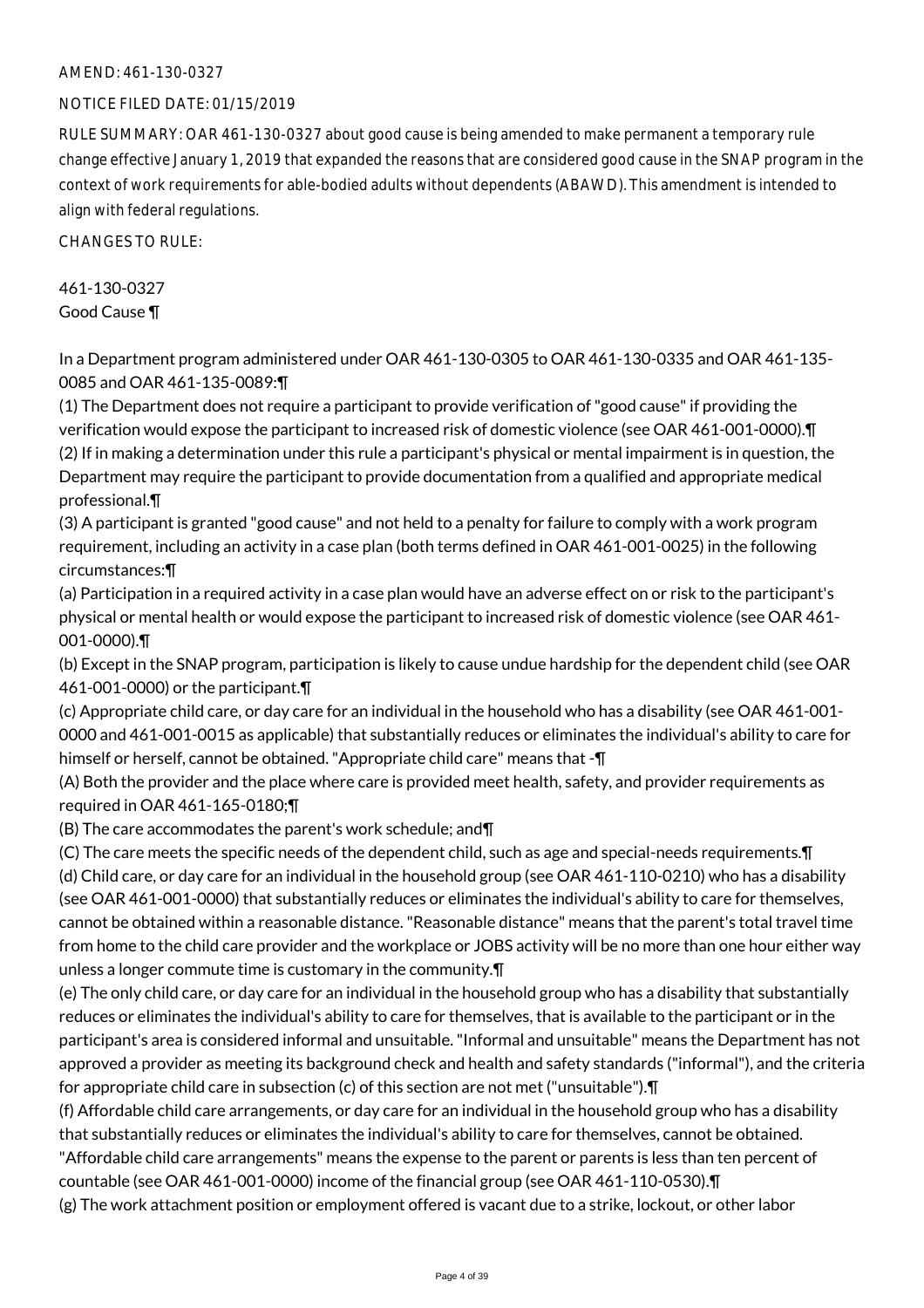AMEND: 461-130-0327

NOTICE FILED DATE: 01/15/2019

RULE SUMMARY: OAR 461-130-0327 about good cause is being amended to make permanent a temporary rule change effective January 1, 2019 that expanded the reasons that are considered good cause in the SNAP program in the context of work requirements for able-bodied adults without dependents (ABAWD). This amendment is intended to align with federal regulations.

CHANGES TO RULE:

461-130-0327
Good Cause ¶

In a Department program administered under OAR 461-130-0305 to OAR 461-130-0335 and OAR 461-135-0085 and OAR 461-135-0089:¶

(1) The Department does not require a participant to provide verification of "good cause" if providing the verification would expose the participant to increased risk of domestic violence (see OAR 461-001-0000).¶

(2) If in making a determination under this rule a participant's physical or mental impairment is in question, the Department may require the participant to provide documentation from a qualified and appropriate medical professional.¶

(3) A participant is granted "good cause" and not held to a penalty for failure to comply with a work program requirement, including an activity in a case plan (both terms defined in OAR 461-001-0025) in the following circumstances:¶

(a) Participation in a required activity in a case plan would have an adverse effect on or risk to the participant's physical or mental health or would expose the participant to increased risk of domestic violence (see OAR 461-001-0000).¶

(b) Except in the SNAP program, participation is likely to cause undue hardship for the dependent child (see OAR 461-001-0000) or the participant.¶

(c) Appropriate child care, or day care for an individual in the household who has a disability (see OAR 461-001-0000 and 461-001-0015 as applicable) that substantially reduces or eliminates the individual's ability to care for himself or herself, cannot be obtained. "Appropriate child care" means that -¶

(A) Both the provider and the place where care is provided meet health, safety, and provider requirements as required in OAR 461-165-0180;¶

(B) The care accommodates the parent's work schedule; and¶

(C) The care meets the specific needs of the dependent child, such as age and special-needs requirements.¶

(d) Child care, or day care for an individual in the household group (see OAR 461-110-0210) who has a disability (see OAR 461-001-0000) that substantially reduces or eliminates the individual's ability to care for themselves, cannot be obtained within a reasonable distance. "Reasonable distance" means that the parent's total travel time from home to the child care provider and the workplace or JOBS activity will be no more than one hour either way unless a longer commute time is customary in the community.¶

(e) The only child care, or day care for an individual in the household group who has a disability that substantially reduces or eliminates the individual's ability to care for themselves, that is available to the participant or in the participant's area is considered informal and unsuitable. "Informal and unsuitable" means the Department has not approved a provider as meeting its background check and health and safety standards ("informal"), and the criteria for appropriate child care in subsection (c) of this section are not met ("unsuitable").¶

(f) Affordable child care arrangements, or day care for an individual in the household group who has a disability that substantially reduces or eliminates the individual's ability to care for themselves, cannot be obtained. "Affordable child care arrangements" means the expense to the parent or parents is less than ten percent of countable (see OAR 461-001-0000) income of the financial group (see OAR 461-110-0530).¶

(g) The work attachment position or employment offered is vacant due to a strike, lockout, or other labor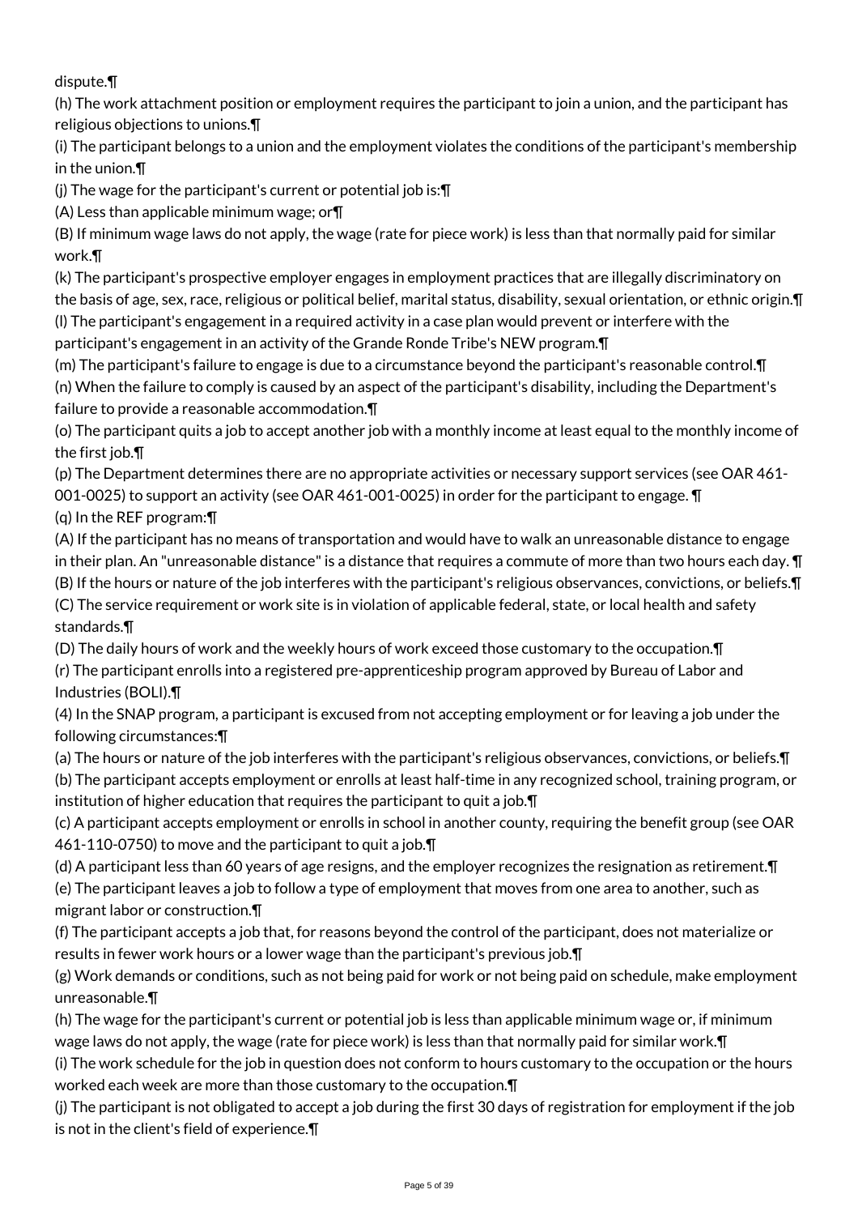dispute.¶

(h) The work attachment position or employment requires the participant to join a union, and the participant has religious objections to unions.¶

(i) The participant belongs to a union and the employment violates the conditions of the participant's membership in the union.¶

(j) The wage for the participant's current or potential job is:¶

(A) Less than applicable minimum wage; or¶

(B) If minimum wage laws do not apply, the wage (rate for piece work) is less than that normally paid for similar work.¶

(k) The participant's prospective employer engages in employment practices that are illegally discriminatory on the basis of age, sex, race, religious or political belief, marital status, disability, sexual orientation, or ethnic origin.¶

(l) The participant's engagement in a required activity in a case plan would prevent or interfere with the participant's engagement in an activity of the Grande Ronde Tribe's NEW program.¶

(m) The participant's failure to engage is due to a circumstance beyond the participant's reasonable control.¶

(n) When the failure to comply is caused by an aspect of the participant's disability, including the Department's failure to provide a reasonable accommodation.¶

(o) The participant quits a job to accept another job with a monthly income at least equal to the monthly income of the first job.¶

(p) The Department determines there are no appropriate activities or necessary support services (see OAR 461-001-0025) to support an activity (see OAR 461-001-0025) in order for the participant to engage. ¶

(q) In the REF program:¶

(A) If the participant has no means of transportation and would have to walk an unreasonable distance to engage in their plan. An "unreasonable distance" is a distance that requires a commute of more than two hours each day. ¶

(B) If the hours or nature of the job interferes with the participant's religious observances, convictions, or beliefs.¶

(C) The service requirement or work site is in violation of applicable federal, state, or local health and safety standards.¶

(D) The daily hours of work and the weekly hours of work exceed those customary to the occupation.¶

(r) The participant enrolls into a registered pre-apprenticeship program approved by Bureau of Labor and Industries (BOLI).¶

(4) In the SNAP program, a participant is excused from not accepting employment or for leaving a job under the following circumstances:¶

(a) The hours or nature of the job interferes with the participant's religious observances, convictions, or beliefs.¶

(b) The participant accepts employment or enrolls at least half-time in any recognized school, training program, or institution of higher education that requires the participant to quit a job.¶

(c) A participant accepts employment or enrolls in school in another county, requiring the benefit group (see OAR 461-110-0750) to move and the participant to quit a job.¶

(d) A participant less than 60 years of age resigns, and the employer recognizes the resignation as retirement.¶

(e) The participant leaves a job to follow a type of employment that moves from one area to another, such as migrant labor or construction.¶

(f) The participant accepts a job that, for reasons beyond the control of the participant, does not materialize or results in fewer work hours or a lower wage than the participant's previous job.¶

(g) Work demands or conditions, such as not being paid for work or not being paid on schedule, make employment unreasonable.¶

(h) The wage for the participant's current or potential job is less than applicable minimum wage or, if minimum wage laws do not apply, the wage (rate for piece work) is less than that normally paid for similar work.¶

(i) The work schedule for the job in question does not conform to hours customary to the occupation or the hours worked each week are more than those customary to the occupation.¶

(j) The participant is not obligated to accept a job during the first 30 days of registration for employment if the job is not in the client's field of experience.¶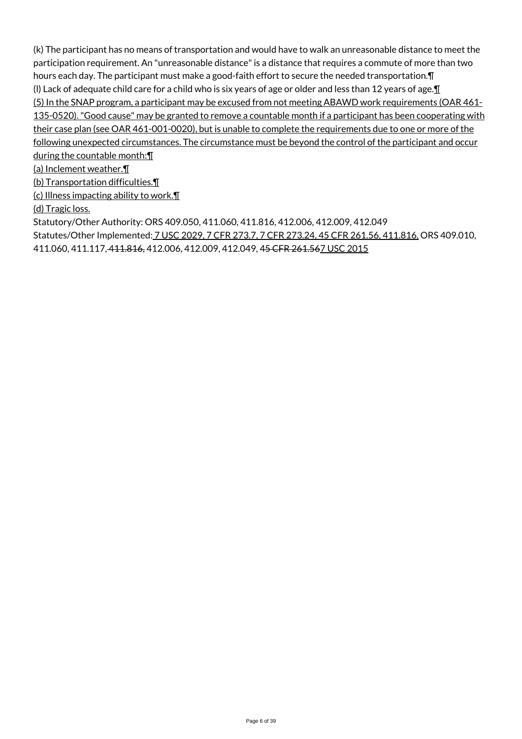(k) The participant has no means of transportation and would have to walk an unreasonable distance to meet the participation requirement. An "unreasonable distance" is a distance that requires a commute of more than two hours each day. The participant must make a good-faith effort to secure the needed transportation.¶

(l) Lack of adequate child care for a child who is six years of age or older and less than 12 years of age.¶

(5) In the SNAP program, a participant may be excused from not meeting ABAWD work requirements (OAR 461-135-0520). "Good cause" may be granted to remove a countable month if a participant has been cooperating with their case plan (see OAR 461-001-0020), but is unable to complete the requirements due to one or more of the following unexpected circumstances. The circumstance must be beyond the control of the participant and occur during the countable month:¶

(a) Inclement weather.¶

(b) Transportation difficulties.¶

(c) Illness impacting ability to work.¶

(d) Tragic loss.

Statutory/Other Authority: ORS 409.050, 411.060, 411.816, 412.006, 412.009, 412.049

Statutes/Other Implemented: 7 USC 2029, 7 CFR 273.7, 7 CFR 273.24, 45 CFR 261.56, 411.816, ORS 409.010, 411.060, 411.117, ~~411.816,~~ 412.006, 412.009, 412.049, ~~45 CFR 261.56~~7 USC 2015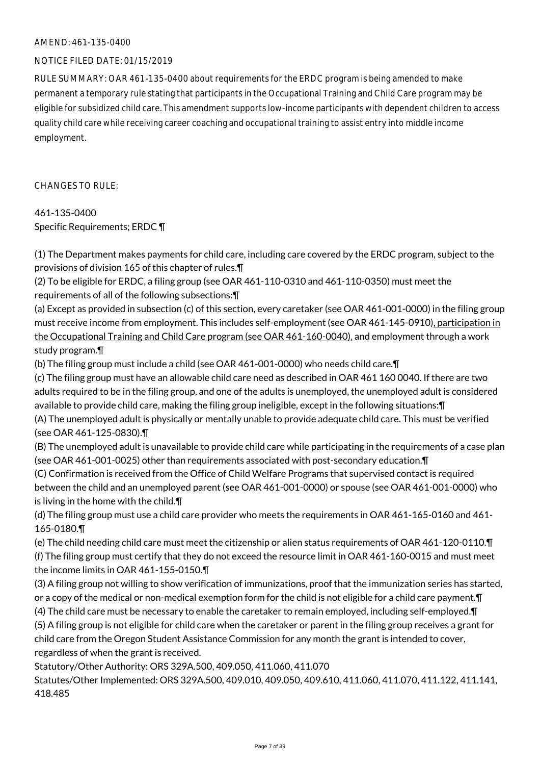AMEND: 461-135-0400

NOTICE FILED DATE: 01/15/2019

RULE SUMMARY: OAR 461-135-0400 about requirements for the ERDC program is being amended to make permanent a temporary rule stating that participants in the Occupational Training and Child Care program may be eligible for subsidized child care. This amendment supports low-income participants with dependent children to access quality child care while receiving career coaching and occupational training to assist entry into middle income employment.

CHANGES TO RULE:

461-135-0400
Specific Requirements; ERDC ¶

(1) The Department makes payments for child care, including care covered by the ERDC program, subject to the provisions of division 165 of this chapter of rules.¶
(2) To be eligible for ERDC, a filing group (see OAR 461-110-0310 and 461-110-0350) must meet the requirements of all of the following subsections:¶
(a) Except as provided in subsection (c) of this section, every caretaker (see OAR 461-001-0000) in the filing group must receive income from employment. This includes self-employment (see OAR 461-145-0910), participation in the Occupational Training and Child Care program (see OAR 461-160-0040), and employment through a work study program.¶
(b) The filing group must include a child (see OAR 461-001-0000) who needs child care.¶
(c) The filing group must have an allowable child care need as described in OAR 461 160 0040. If there are two adults required to be in the filing group, and one of the adults is unemployed, the unemployed adult is considered available to provide child care, making the filing group ineligible, except in the following situations:¶
(A) The unemployed adult is physically or mentally unable to provide adequate child care. This must be verified (see OAR 461-125-0830).¶
(B) The unemployed adult is unavailable to provide child care while participating in the requirements of a case plan (see OAR 461-001-0025) other than requirements associated with post-secondary education.¶
(C) Confirmation is received from the Office of Child Welfare Programs that supervised contact is required between the child and an unemployed parent (see OAR 461-001-0000) or spouse (see OAR 461-001-0000) who is living in the home with the child.¶
(d) The filing group must use a child care provider who meets the requirements in OAR 461-165-0160 and 461-165-0180.¶
(e) The child needing child care must meet the citizenship or alien status requirements of OAR 461-120-0110.¶
(f) The filing group must certify that they do not exceed the resource limit in OAR 461-160-0015 and must meet the income limits in OAR 461-155-0150.¶
(3) A filing group not willing to show verification of immunizations, proof that the immunization series has started, or a copy of the medical or non-medical exemption form for the child is not eligible for a child care payment.¶
(4) The child care must be necessary to enable the caretaker to remain employed, including self-employed.¶
(5) A filing group is not eligible for child care when the caretaker or parent in the filing group receives a grant for child care from the Oregon Student Assistance Commission for any month the grant is intended to cover, regardless of when the grant is received.
Statutory/Other Authority: ORS 329A.500, 409.050, 411.060, 411.070
Statutes/Other Implemented: ORS 329A.500, 409.010, 409.050, 409.610, 411.060, 411.070, 411.122, 411.141, 418.485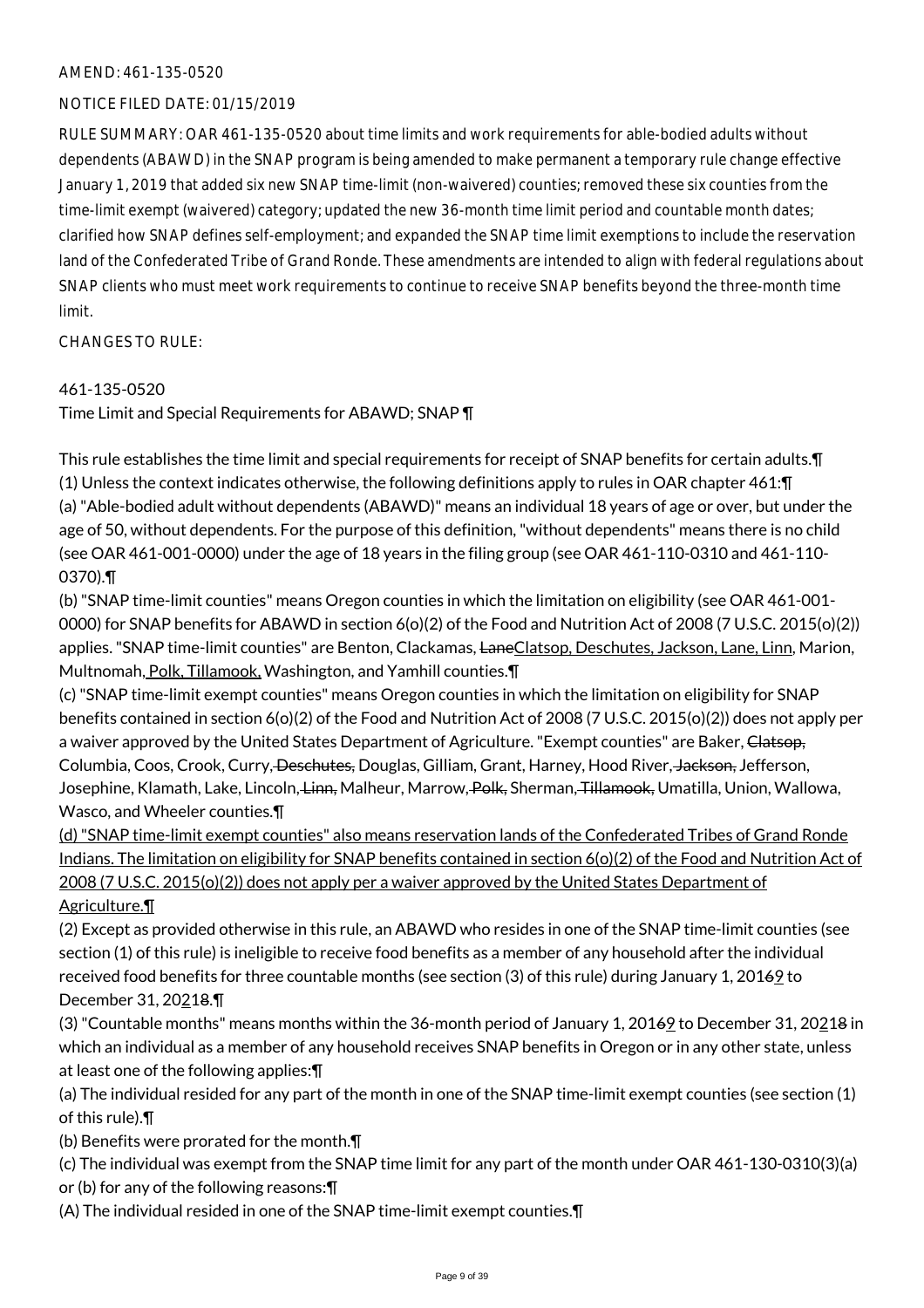AMEND: 461-135-0520

NOTICE FILED DATE: 01/15/2019

RULE SUMMARY: OAR 461-135-0520 about time limits and work requirements for able-bodied adults without dependents (ABAWD) in the SNAP program is being amended to make permanent a temporary rule change effective January 1, 2019 that added six new SNAP time-limit (non-waivered) counties; removed these six counties from the time-limit exempt (waivered) category; updated the new 36-month time limit period and countable month dates; clarified how SNAP defines self-employment; and expanded the SNAP time limit exemptions to include the reservation land of the Confederated Tribe of Grand Ronde. These amendments are intended to align with federal regulations about SNAP clients who must meet work requirements to continue to receive SNAP benefits beyond the three-month time limit.

CHANGES TO RULE:

461-135-0520
Time Limit and Special Requirements for ABAWD; SNAP ¶

This rule establishes the time limit and special requirements for receipt of SNAP benefits for certain adults.¶
(1) Unless the context indicates otherwise, the following definitions apply to rules in OAR chapter 461:¶
(a) "Able-bodied adult without dependents (ABAWD)" means an individual 18 years of age or over, but under the age of 50, without dependents. For the purpose of this definition, "without dependents" means there is no child (see OAR 461-001-0000) under the age of 18 years in the filing group (see OAR 461-110-0310 and 461-110-0370).¶
(b) "SNAP time-limit counties" means Oregon counties in which the limitation on eligibility (see OAR 461-001-0000) for SNAP benefits for ABAWD in section 6(o)(2) of the Food and Nutrition Act of 2008 (7 U.S.C. 2015(o)(2)) applies. "SNAP time-limit counties" are Benton, Clackamas, ~~Lane~~<u>Clatsop, Deschutes, Jackson, Lane, Linn</u>, Marion, Multnomah<u>, Polk, Tillamook,</u> Washington, and Yamhill counties.¶
(c) "SNAP time-limit exempt counties" means Oregon counties in which the limitation on eligibility for SNAP benefits contained in section 6(o)(2) of the Food and Nutrition Act of 2008 (7 U.S.C. 2015(o)(2)) does not apply per a waiver approved by the United States Department of Agriculture. "Exempt counties" are Baker, ~~Clatsop,~~ Columbia, Coos, Crook, Curry~~, Deschutes,~~ Douglas, Gilliam, Grant, Harney, Hood River~~, Jackson,~~ Jefferson, Josephine, Klamath, Lake, Lincoln~~, Linn,~~ Malheur, Marrow~~, Polk,~~ Sherman~~, Tillamook,~~ Umatilla, Union, Wallowa, Wasco, and Wheeler counties.¶
<u>(d) "SNAP time-limit exempt counties" also means reservation lands of the Confederated Tribes of Grand Ronde Indians. The limitation on eligibility for SNAP benefits contained in section 6(o)(2) of the Food and Nutrition Act of 2008 (7 U.S.C. 2015(o)(2)) does not apply per a waiver approved by the United States Department of Agriculture.¶</u>
(2) Except as provided otherwise in this rule, an ABAWD who resides in one of the SNAP time-limit counties (see section (1) of this rule) is ineligible to receive food benefits as a member of any household after the individual received food benefits for three countable months (see section (3) of this rule) during January 1, 201~~6~~<u>9</u> to December 31, 20<u>2</u>1~~8~~.¶
(3) "Countable months" means months within the 36-month period of January 1, 201~~6~~<u>9</u> to December 31, 20<u>2</u>1~~8~~ in which an individual as a member of any household receives SNAP benefits in Oregon or in any other state, unless at least one of the following applies:¶
(a) The individual resided for any part of the month in one of the SNAP time-limit exempt counties (see section (1) of this rule).¶
(b) Benefits were prorated for the month.¶
(c) The individual was exempt from the SNAP time limit for any part of the month under OAR 461-130-0310(3)(a) or (b) for any of the following reasons:¶
(A) The individual resided in one of the SNAP time-limit exempt counties.¶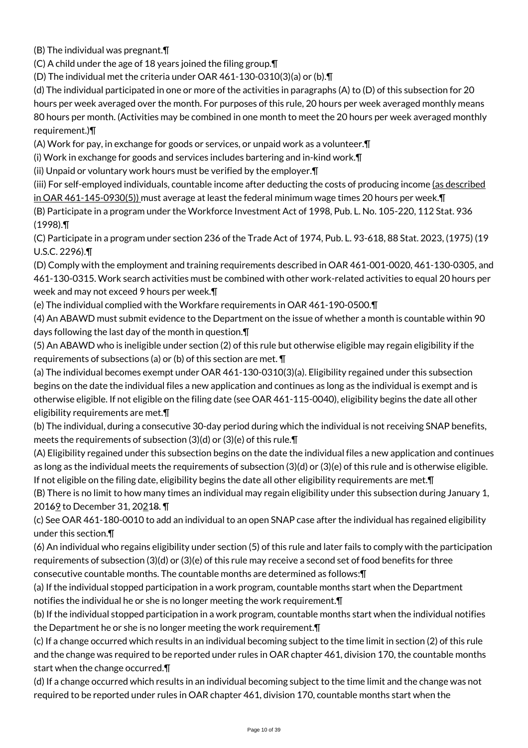(B) The individual was pregnant.¶

(C) A child under the age of 18 years joined the filing group.¶

(D) The individual met the criteria under OAR 461-130-0310(3)(a) or (b).¶

(d) The individual participated in one or more of the activities in paragraphs (A) to (D) of this subsection for 20 hours per week averaged over the month. For purposes of this rule, 20 hours per week averaged monthly means 80 hours per month. (Activities may be combined in one month to meet the 20 hours per week averaged monthly requirement.)¶

(A) Work for pay, in exchange for goods or services, or unpaid work as a volunteer.¶

(i) Work in exchange for goods and services includes bartering and in-kind work.¶

(ii) Unpaid or voluntary work hours must be verified by the employer.¶

(iii) For self-employed individuals, countable income after deducting the costs of producing income <u>(as described in OAR 461-145-0930(5))</u> must average at least the federal minimum wage times 20 hours per week.¶

(B) Participate in a program under the Workforce Investment Act of 1998, Pub. L. No. 105-220, 112 Stat. 936 (1998).¶

(C) Participate in a program under section 236 of the Trade Act of 1974, Pub. L. 93-618, 88 Stat. 2023, (1975) (19 U.S.C. 2296).¶

(D) Comply with the employment and training requirements described in OAR 461-001-0020, 461-130-0305, and 461-130-0315. Work search activities must be combined with other work-related activities to equal 20 hours per week and may not exceed 9 hours per week.¶

(e) The individual complied with the Workfare requirements in OAR 461-190-0500.¶

(4) An ABAWD must submit evidence to the Department on the issue of whether a month is countable within 90 days following the last day of the month in question.¶

(5) An ABAWD who is ineligible under section (2) of this rule but otherwise eligible may regain eligibility if the requirements of subsections (a) or (b) of this section are met. ¶

(a) The individual becomes exempt under OAR 461-130-0310(3)(a). Eligibility regained under this subsection begins on the date the individual files a new application and continues as long as the individual is exempt and is otherwise eligible. If not eligible on the filing date (see OAR 461-115-0040), eligibility begins the date all other eligibility requirements are met.¶

(b) The individual, during a consecutive 30-day period during which the individual is not receiving SNAP benefits, meets the requirements of subsection (3)(d) or (3)(e) of this rule.¶

(A) Eligibility regained under this subsection begins on the date the individual files a new application and continues as long as the individual meets the requirements of subsection (3)(d) or (3)(e) of this rule and is otherwise eligible. If not eligible on the filing date, eligibility begins the date all other eligibility requirements are met.¶

(B) There is no limit to how many times an individual may regain eligibility under this subsection during January 1, 201~~6~~<u>9</u> to December 31, 20<u>2</u>1~~8~~. ¶

(c) See OAR 461-180-0010 to add an individual to an open SNAP case after the individual has regained eligibility under this section.¶

(6) An individual who regains eligibility under section (5) of this rule and later fails to comply with the participation requirements of subsection (3)(d) or (3)(e) of this rule may receive a second set of food benefits for three consecutive countable months. The countable months are determined as follows:¶

(a) If the individual stopped participation in a work program, countable months start when the Department notifies the individual he or she is no longer meeting the work requirement.¶

(b) If the individual stopped participation in a work program, countable months start when the individual notifies the Department he or she is no longer meeting the work requirement.¶

(c) If a change occurred which results in an individual becoming subject to the time limit in section (2) of this rule and the change was required to be reported under rules in OAR chapter 461, division 170, the countable months start when the change occurred.¶

(d) If a change occurred which results in an individual becoming subject to the time limit and the change was not required to be reported under rules in OAR chapter 461, division 170, countable months start when the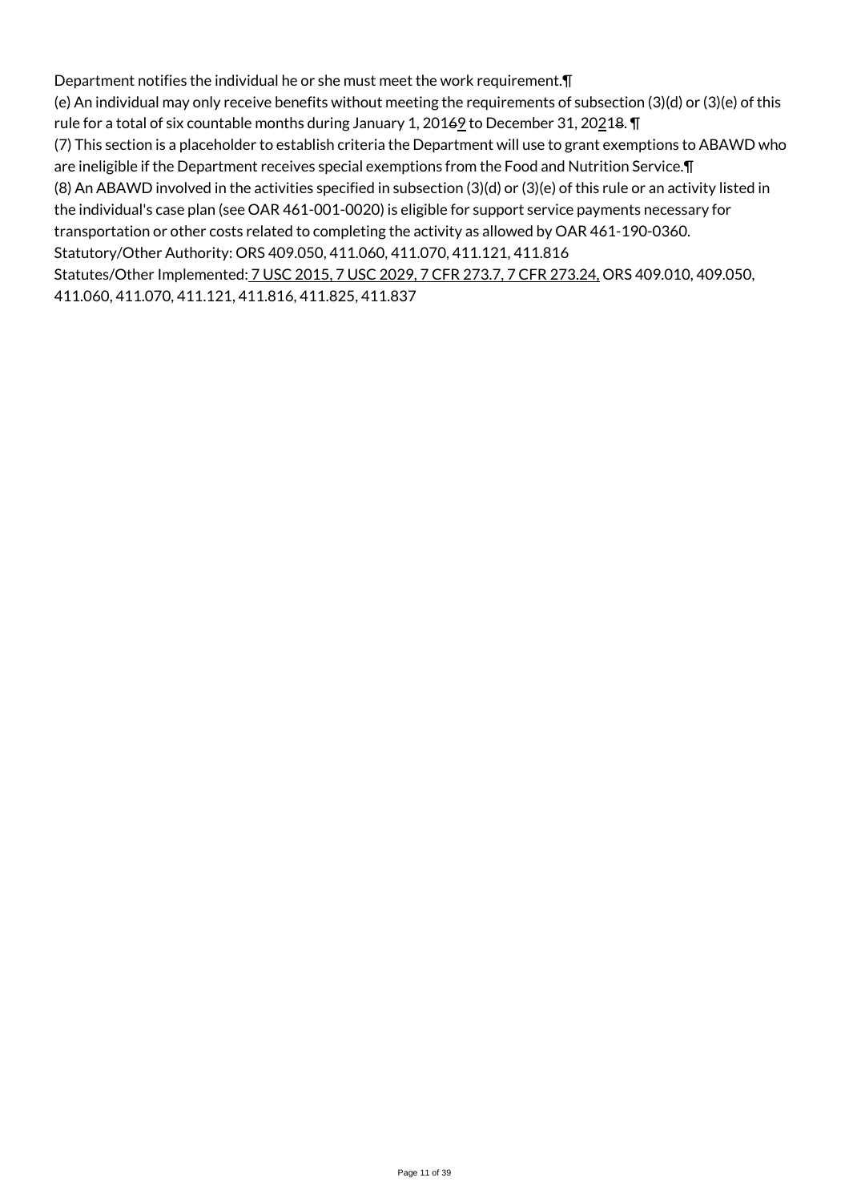Department notifies the individual he or she must meet the work requirement.¶
(e) An individual may only receive benefits without meeting the requirements of subsection (3)(d) or (3)(e) of this rule for a total of six countable months during January 1, 20169 to December 31, 20218. ¶
(7) This section is a placeholder to establish criteria the Department will use to grant exemptions to ABAWD who are ineligible if the Department receives special exemptions from the Food and Nutrition Service.¶
(8) An ABAWD involved in the activities specified in subsection (3)(d) or (3)(e) of this rule or an activity listed in the individual's case plan (see OAR 461-001-0020) is eligible for support service payments necessary for transportation or other costs related to completing the activity as allowed by OAR 461-190-0360.
Statutory/Other Authority: ORS 409.050, 411.060, 411.070, 411.121, 411.816
Statutes/Other Implemented: 7 USC 2015, 7 USC 2029, 7 CFR 273.7, 7 CFR 273.24, ORS 409.010, 409.050, 411.060, 411.070, 411.121, 411.816, 411.825, 411.837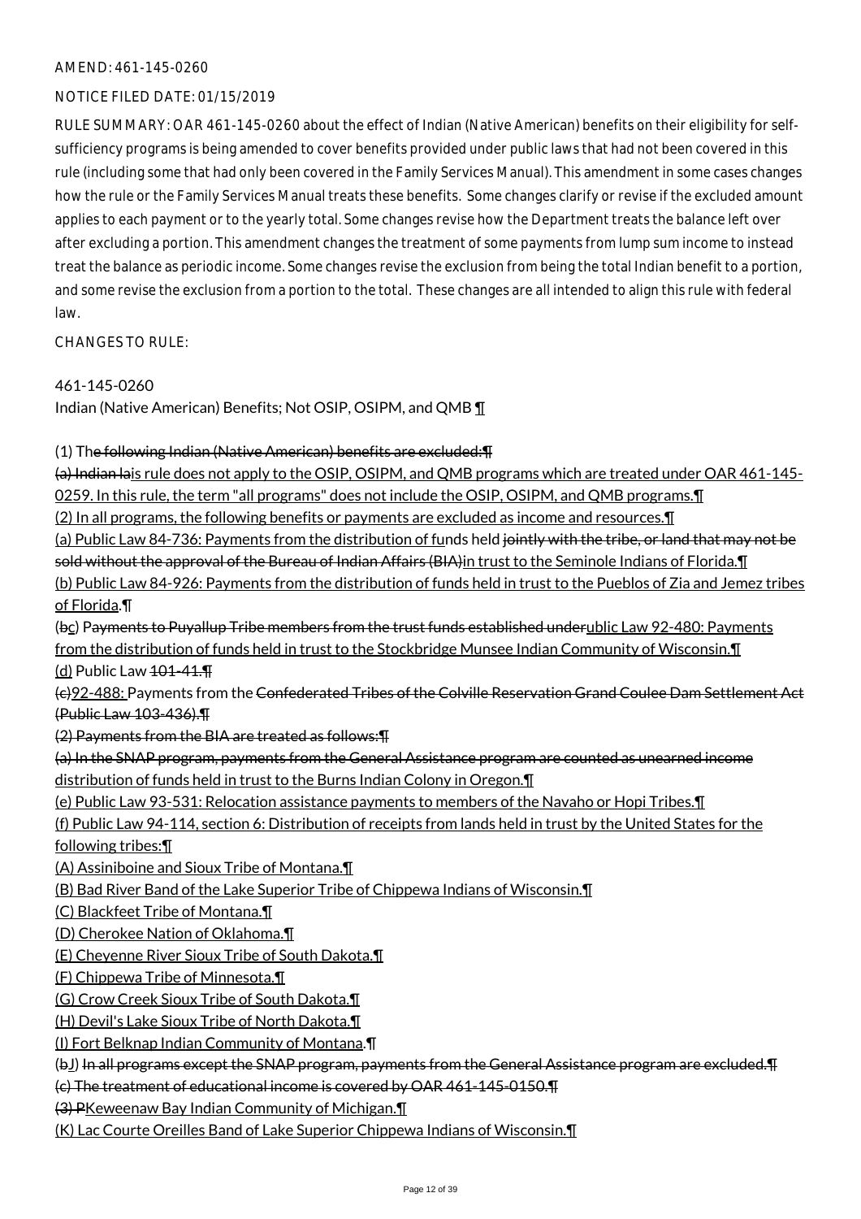AMEND: 461-145-0260

NOTICE FILED DATE: 01/15/2019

RULE SUMMARY: OAR 461-145-0260 about the effect of Indian (Native American) benefits on their eligibility for self-sufficiency programs is being amended to cover benefits provided under public laws that had not been covered in this rule (including some that had only been covered in the Family Services Manual). This amendment in some cases changes how the rule or the Family Services Manual treats these benefits. Some changes clarify or revise if the excluded amount applies to each payment or to the yearly total. Some changes revise how the Department treats the balance left over after excluding a portion. This amendment changes the treatment of some payments from lump sum income to instead treat the balance as periodic income. Some changes revise the exclusion from being the total Indian benefit to a portion, and some revise the exclusion from a portion to the total. These changes are all intended to align this rule with federal law.

CHANGES TO RULE:

461-145-0260
Indian (Native American) Benefits; Not OSIP, OSIPM, and QMB ¶

(1) The following Indian (Native American) benefits are excluded:¶
(a) Indian lais rule does not apply to the OSIP, OSIPM, and QMB programs which are treated under OAR 461-145-0259. In this rule, the term "all programs" does not include the OSIP, OSIPM, and QMB programs.¶
(2) In all programs, the following benefits or payments are excluded as income and resources.¶
(a) Public Law 84-736: Payments from the distribution of funds held jointly with the tribe, or land that may not be sold without the approval of the Bureau of Indian Affairs (BIA)in trust to the Seminole Indians of Florida.¶
(b) Public Law 84-926: Payments from the distribution of funds held in trust to the Pueblos of Zia and Jemez tribes of Florida.¶
(bc) Payments to Puyallup Tribe members from the trust funds established underublic Law 92-480: Payments from the distribution of funds held in trust to the Stockbridge Munsee Indian Community of Wisconsin.¶
(d) Public Law 101-41.¶
(c)92-488: Payments from the Confederated Tribes of the Colville Reservation Grand Coulee Dam Settlement Act (Public Law 103-436).¶
(2) Payments from the BIA are treated as follows:¶
(a) In the SNAP program, payments from the General Assistance program are counted as unearned income distribution of funds held in trust to the Burns Indian Colony in Oregon.¶
(e) Public Law 93-531: Relocation assistance payments to members of the Navaho or Hopi Tribes.¶
(f) Public Law 94-114, section 6: Distribution of receipts from lands held in trust by the United States for the following tribes:¶
(A) Assiniboine and Sioux Tribe of Montana.¶
(B) Bad River Band of the Lake Superior Tribe of Chippewa Indians of Wisconsin.¶
(C) Blackfeet Tribe of Montana.¶
(D) Cherokee Nation of Oklahoma.¶
(E) Cheyenne River Sioux Tribe of South Dakota.¶
(F) Chippewa Tribe of Minnesota.¶
(G) Crow Creek Sioux Tribe of South Dakota.¶
(H) Devil's Lake Sioux Tribe of North Dakota.¶
(I) Fort Belknap Indian Community of Montana.¶
(bJ) In all programs except the SNAP program, payments from the General Assistance program are excluded.¶
(c) The treatment of educational income is covered by OAR 461-145-0150.¶
(3) PKeweenaw Bay Indian Community of Michigan.¶
(K) Lac Courte Oreilles Band of Lake Superior Chippewa Indians of Wisconsin.¶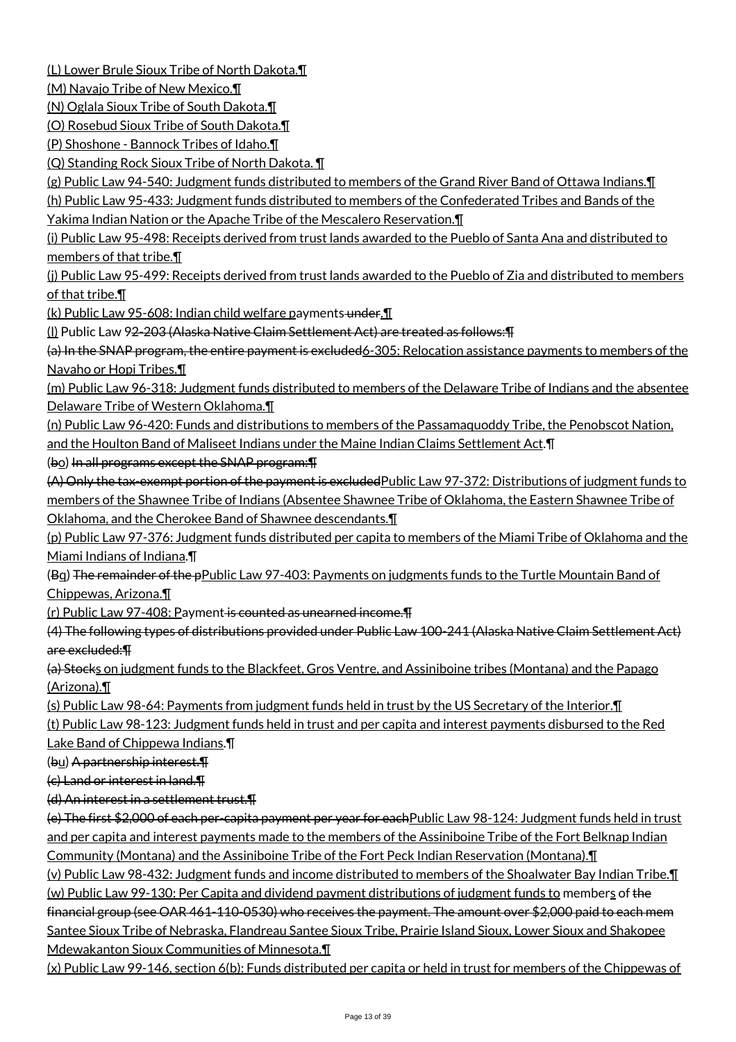(L) Lower Brule Sioux Tribe of North Dakota.¶

(M) Navajo Tribe of New Mexico.¶

(N) Oglala Sioux Tribe of South Dakota.¶

(O) Rosebud Sioux Tribe of South Dakota.¶

(P) Shoshone - Bannock Tribes of Idaho.¶

(Q) Standing Rock Sioux Tribe of North Dakota. ¶

(g) Public Law 94-540: Judgment funds distributed to members of the Grand River Band of Ottawa Indians.¶

(h) Public Law 95-433: Judgment funds distributed to members of the Confederated Tribes and Bands of the Yakima Indian Nation or the Apache Tribe of the Mescalero Reservation.¶

(i) Public Law 95-498: Receipts derived from trust lands awarded to the Pueblo of Santa Ana and distributed to members of that tribe.¶

(j) Public Law 95-499: Receipts derived from trust lands awarded to the Pueblo of Zia and distributed to members of that tribe.¶

(k) Public Law 95-608: Indian child welfare payments under.¶

(l) Public Law 92-203 (Alaska Native Claim Settlement Act) are treated as follows:¶

(a) In the SNAP program, the entire payment is excluded6-305: Relocation assistance payments to members of the Navaho or Hopi Tribes.¶

(m) Public Law 96-318: Judgment funds distributed to members of the Delaware Tribe of Indians and the absentee Delaware Tribe of Western Oklahoma.¶

(n) Public Law 96-420: Funds and distributions to members of the Passamaquoddy Tribe, the Penobscot Nation, and the Houlton Band of Maliseet Indians under the Maine Indian Claims Settlement Act.¶

(bo) In all programs except the SNAP program:¶

(A) Only the tax-exempt portion of the payment is excludedPublic Law 97-372: Distributions of judgment funds to members of the Shawnee Tribe of Indians (Absentee Shawnee Tribe of Oklahoma, the Eastern Shawnee Tribe of Oklahoma, and the Cherokee Band of Shawnee descendants.¶

(p) Public Law 97-376: Judgment funds distributed per capita to members of the Miami Tribe of Oklahoma and the Miami Indians of Indiana.¶

(Bq) The remainder of the pPublic Law 97-403: Payments on judgments funds to the Turtle Mountain Band of Chippewas, Arizona.¶

(r) Public Law 97-408: Payment is counted as unearned income.¶

(4) The following types of distributions provided under Public Law 100-241 (Alaska Native Claim Settlement Act) are excluded:¶

(a) Stocks on judgment funds to the Blackfeet, Gros Ventre, and Assiniboine tribes (Montana) and the Papago (Arizona).¶

(s) Public Law 98-64: Payments from judgment funds held in trust by the US Secretary of the Interior.¶

(t) Public Law 98-123: Judgment funds held in trust and per capita and interest payments disbursed to the Red Lake Band of Chippewa Indians.¶

(bu) A partnership interest.¶

(c) Land or interest in land.¶

(d) An interest in a settlement trust.¶

(e) The first $2,000 of each per-capita payment per year for eachPublic Law 98-124: Judgment funds held in trust and per capita and interest payments made to the members of the Assiniboine Tribe of the Fort Belknap Indian Community (Montana) and the Assiniboine Tribe of the Fort Peck Indian Reservation (Montana).¶

(v) Public Law 98-432: Judgment funds and income distributed to members of the Shoalwater Bay Indian Tribe.¶

(w) Public Law 99-130: Per Capita and dividend payment distributions of judgment funds to members of the financial group (see OAR 461-110-0530) who receives the payment. The amount over $2,000 paid to each mem Santee Sioux Tribe of Nebraska, Flandreau Santee Sioux Tribe, Prairie Island Sioux, Lower Sioux and Shakopee Mdewakanton Sioux Communities of Minnesota.¶

(x) Public Law 99-146, section 6(b): Funds distributed per capita or held in trust for members of the Chippewas of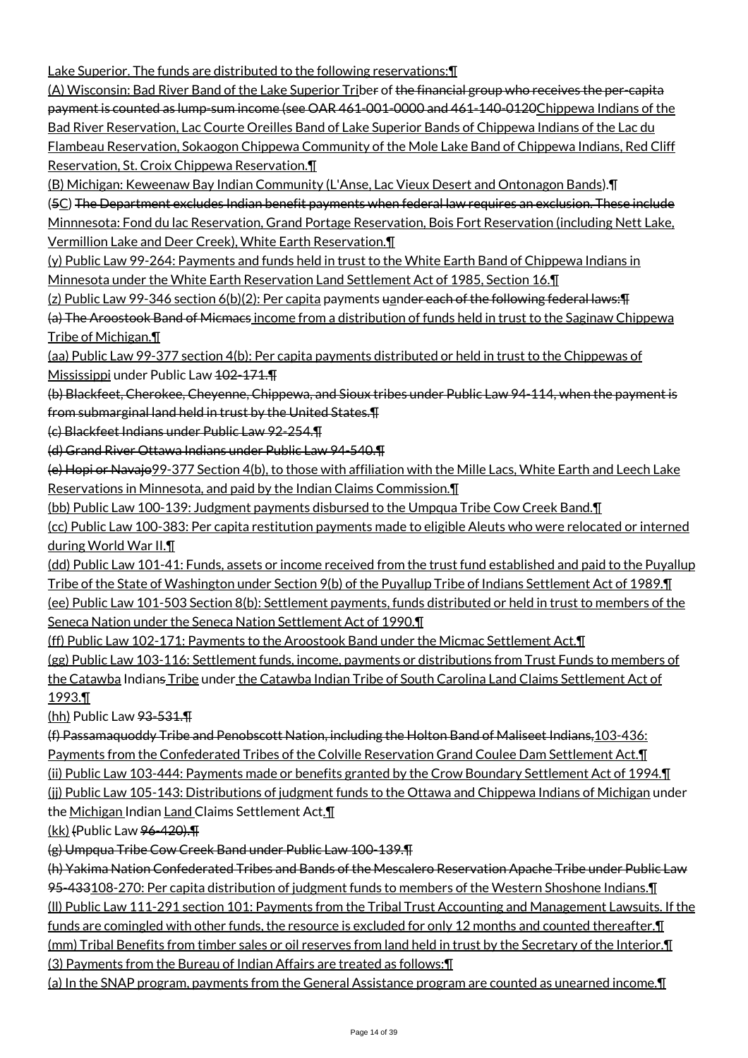Lake Superior. The funds are distributed to the following reservations:¶

(A) Wisconsin: Bad River Band of the Lake Superior Triber of the financial group who receives the per-capita payment is counted as lump-sum income (see OAR 461-001-0000 and 461-140-0120Chippewa Indians of the Bad River Reservation, Lac Courte Oreilles Band of Lake Superior Bands of Chippewa Indians of the Lac du Flambeau Reservation, Sokaogon Chippewa Community of the Mole Lake Band of Chippewa Indians, Red Cliff Reservation, St. Croix Chippewa Reservation.¶

(B) Michigan: Keweenaw Bay Indian Community (L'Anse, Lac Vieux Desert and Ontonagon Bands).¶

(5C) The Department excludes Indian benefit payments when federal law requires an exclusion. These include Minnnesota: Fond du lac Reservation, Grand Portage Reservation, Bois Fort Reservation (including Nett Lake, Vermillion Lake and Deer Creek), White Earth Reservation.¶

(y) Public Law 99-264: Payments and funds held in trust to the White Earth Band of Chippewa Indians in Minnesota under the White Earth Reservation Land Settlement Act of 1985, Section 16.¶

(z) Public Law 99-346 section 6(b)(2): Per capita payments uander each of the following federal laws:¶

(a) The Aroostook Band of Micmacs income from a distribution of funds held in trust to the Saginaw Chippewa Tribe of Michigan.¶

(aa) Public Law 99-377 section 4(b): Per capita payments distributed or held in trust to the Chippewas of Mississippi under Public Law 102-171.¶

(b) Blackfeet, Cherokee, Cheyenne, Chippewa, and Sioux tribes under Public Law 94-114, when the payment is from submarginal land held in trust by the United States.¶

(c) Blackfeet Indians under Public Law 92-254.¶

(d) Grand River Ottawa Indians under Public Law 94-540.¶

(e) Hopi or Navajo99-377 Section 4(b), to those with affiliation with the Mille Lacs, White Earth and Leech Lake Reservations in Minnesota, and paid by the Indian Claims Commission.¶

(bb) Public Law 100-139: Judgment payments disbursed to the Umpqua Tribe Cow Creek Band.¶

(cc) Public Law 100-383: Per capita restitution payments made to eligible Aleuts who were relocated or interned during World War II.¶

(dd) Public Law 101-41: Funds, assets or income received from the trust fund established and paid to the Puyallup Tribe of the State of Washington under Section 9(b) of the Puyallup Tribe of Indians Settlement Act of 1989.¶

(ee) Public Law 101-503 Section 8(b): Settlement payments, funds distributed or held in trust to members of the Seneca Nation under the Seneca Nation Settlement Act of 1990.¶

(ff) Public Law 102-171: Payments to the Aroostook Band under the Micmac Settlement Act.¶

(gg) Public Law 103-116: Settlement funds, income, payments or distributions from Trust Funds to members of the Catawba Indians Tribe under the Catawba Indian Tribe of South Carolina Land Claims Settlement Act of 1993.¶

(hh) Public Law 93-531.¶

(f) Passamaquoddy Tribe and Penobscott Nation, including the Holton Band of Maliseet Indians,103-436: Payments from the Confederated Tribes of the Colville Reservation Grand Coulee Dam Settlement Act.¶

(ii) Public Law 103-444: Payments made or benefits granted by the Crow Boundary Settlement Act of 1994.¶

(jj) Public Law 105-143: Distributions of judgment funds to the Ottawa and Chippewa Indians of Michigan under the Michigan Indian Land Claims Settlement Act.¶

(kk) (Public Law 96-420).¶

(g) Umpqua Tribe Cow Creek Band under Public Law 100-139.¶

(h) Yakima Nation Confederated Tribes and Bands of the Mescalero Reservation Apache Tribe under Public Law 95-433108-270: Per capita distribution of judgment funds to members of the Western Shoshone Indians.¶

(ll) Public Law 111-291 section 101: Payments from the Tribal Trust Accounting and Management Lawsuits. If the funds are comingled with other funds, the resource is excluded for only 12 months and counted thereafter.¶

(mm) Tribal Benefits from timber sales or oil reserves from land held in trust by the Secretary of the Interior.¶

(3) Payments from the Bureau of Indian Affairs are treated as follows:¶

(a) In the SNAP program, payments from the General Assistance program are counted as unearned income.¶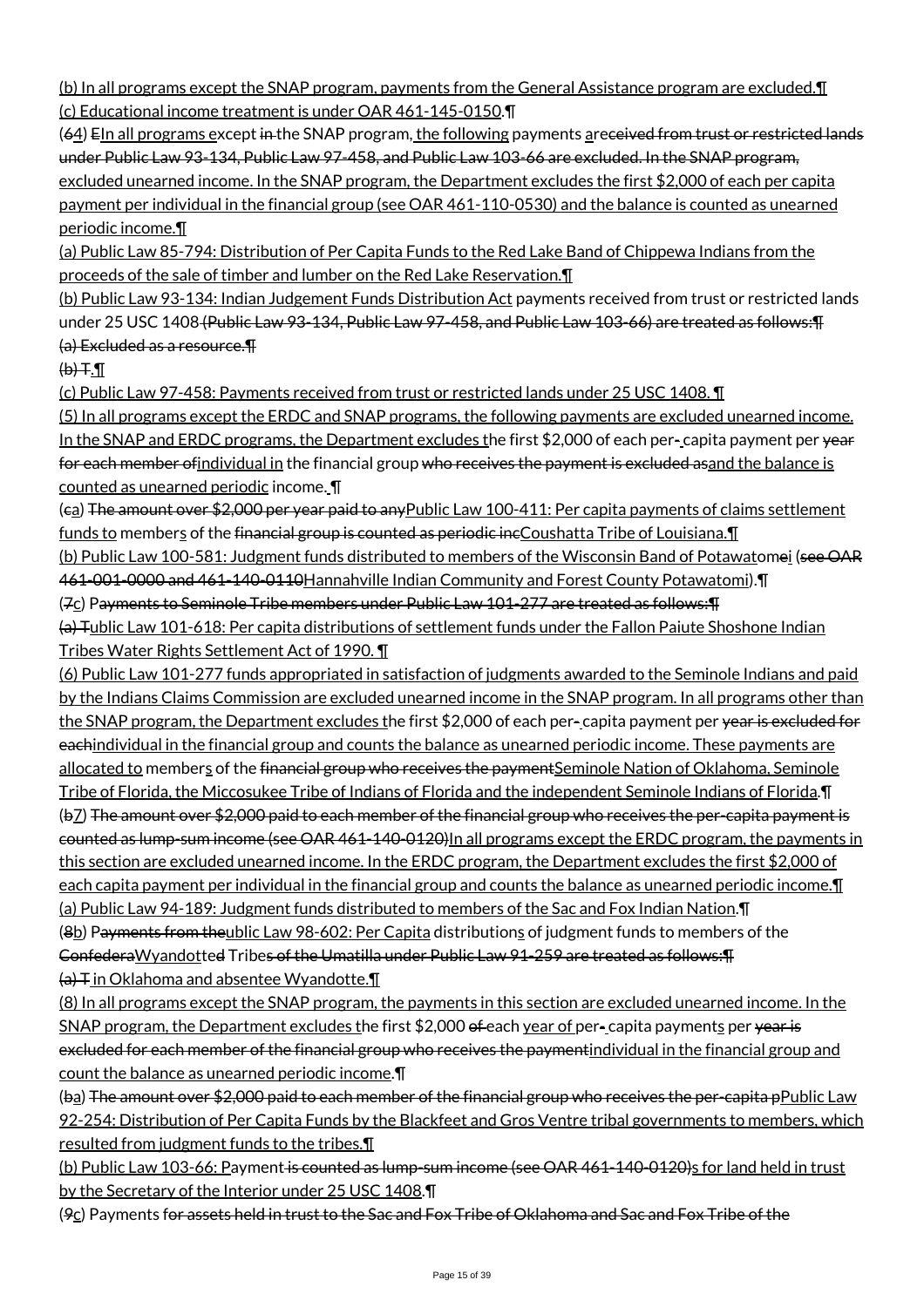(b) In all programs except the SNAP program, payments from the General Assistance program are excluded.¶
(c) Educational income treatment is under OAR 461-145-0150.¶
(64) EIn all programs except in the SNAP program, the following payments areceived from trust or restricted lands under Public Law 93-134, Public Law 97-458, and Public Law 103-66 are excluded. In the SNAP program, excluded unearned income. In the SNAP program, the Department excludes the first $2,000 of each per capita payment per individual in the financial group (see OAR 461-110-0530) and the balance is counted as unearned periodic income.¶
(a) Public Law 85-794: Distribution of Per Capita Funds to the Red Lake Band of Chippewa Indians from the proceeds of the sale of timber and lumber on the Red Lake Reservation.¶
(b) Public Law 93-134: Indian Judgement Funds Distribution Act payments received from trust or restricted lands under 25 USC 1408 (Public Law 93-134, Public Law 97-458, and Public Law 103-66) are treated as follows:¶
(a) Excluded as a resource.¶
(b) T.¶
(c) Public Law 97-458: Payments received from trust or restricted lands under 25 USC 1408. ¶
(5) In all programs except the ERDC and SNAP programs, the following payments are excluded unearned income. In the SNAP and ERDC programs, the Department excludes the first $2,000 of each per- capita payment per year for each member ofindividual in the financial group who receives the payment is excluded asand the balance is counted as unearned periodic income. ¶
(ca) The amount over $2,000 per year paid to anyPublic Law 100-411: Per capita payments of claims settlement funds to members of the financial group is counted as periodic incCoushatta Tribe of Louisiana.¶
(b) Public Law 100-581: Judgment funds distributed to members of the Wisconsin Band of Potawatomei (see OAR 461-001-0000 and 461-140-0110Hannahville Indian Community and Forest County Potawatomi).¶
(7c) Payments to Seminole Tribe members under Public Law 101-277 are treated as follows:¶
(a) Tublic Law 101-618: Per capita distributions of settlement funds under the Fallon Paiute Shoshone Indian Tribes Water Rights Settlement Act of 1990. ¶
(6) Public Law 101-277 funds appropriated in satisfaction of judgments awarded to the Seminole Indians and paid by the Indians Claims Commission are excluded unearned income in the SNAP program. In all programs other than the SNAP program, the Department excludes the first $2,000 of each per- capita payment per year is excluded for eachindividual in the financial group and counts the balance as unearned periodic income. These payments are allocated to members of the financial group who receives the paymentSeminole Nation of Oklahoma, Seminole Tribe of Florida, the Miccosukee Tribe of Indians of Florida and the independent Seminole Indians of Florida.¶
(b7) The amount over $2,000 paid to each member of the financial group who receives the per-capita payment is counted as lump-sum income (see OAR 461-140-0120)In all programs except the ERDC program, the payments in this section are excluded unearned income. In the ERDC program, the Department excludes the first $2,000 of each capita payment per individual in the financial group and counts the balance as unearned periodic income.¶
(a) Public Law 94-189: Judgment funds distributed to members of the Sac and Fox Indian Nation.¶
(8b) Payments from theublic Law 98-602: Per Capita distributions of judgment funds to members of the ConfederaWyandotted Tribes of the Umatilla under Public Law 91-259 are treated as follows:¶
(a) T in Oklahoma and absentee Wyandotte.¶
(8) In all programs except the SNAP program, the payments in this section are excluded unearned income. In the SNAP program, the Department excludes the first $2,000 of each year of per- capita payments per year is excluded for each member of the financial group who receives the paymentindividual in the financial group and count the balance as unearned periodic income.¶
(ba) The amount over $2,000 paid to each member of the financial group who receives the per-capita pPublic Law 92-254: Distribution of Per Capita Funds by the Blackfeet and Gros Ventre tribal governments to members, which resulted from judgment funds to the tribes.¶
(b) Public Law 103-66: Payment is counted as lump-sum income (see OAR 461-140-0120)s for land held in trust by the Secretary of the Interior under 25 USC 1408.¶
(9c) Payments for assets held in trust to the Sac and Fox Tribe of Oklahoma and Sac and Fox Tribe of the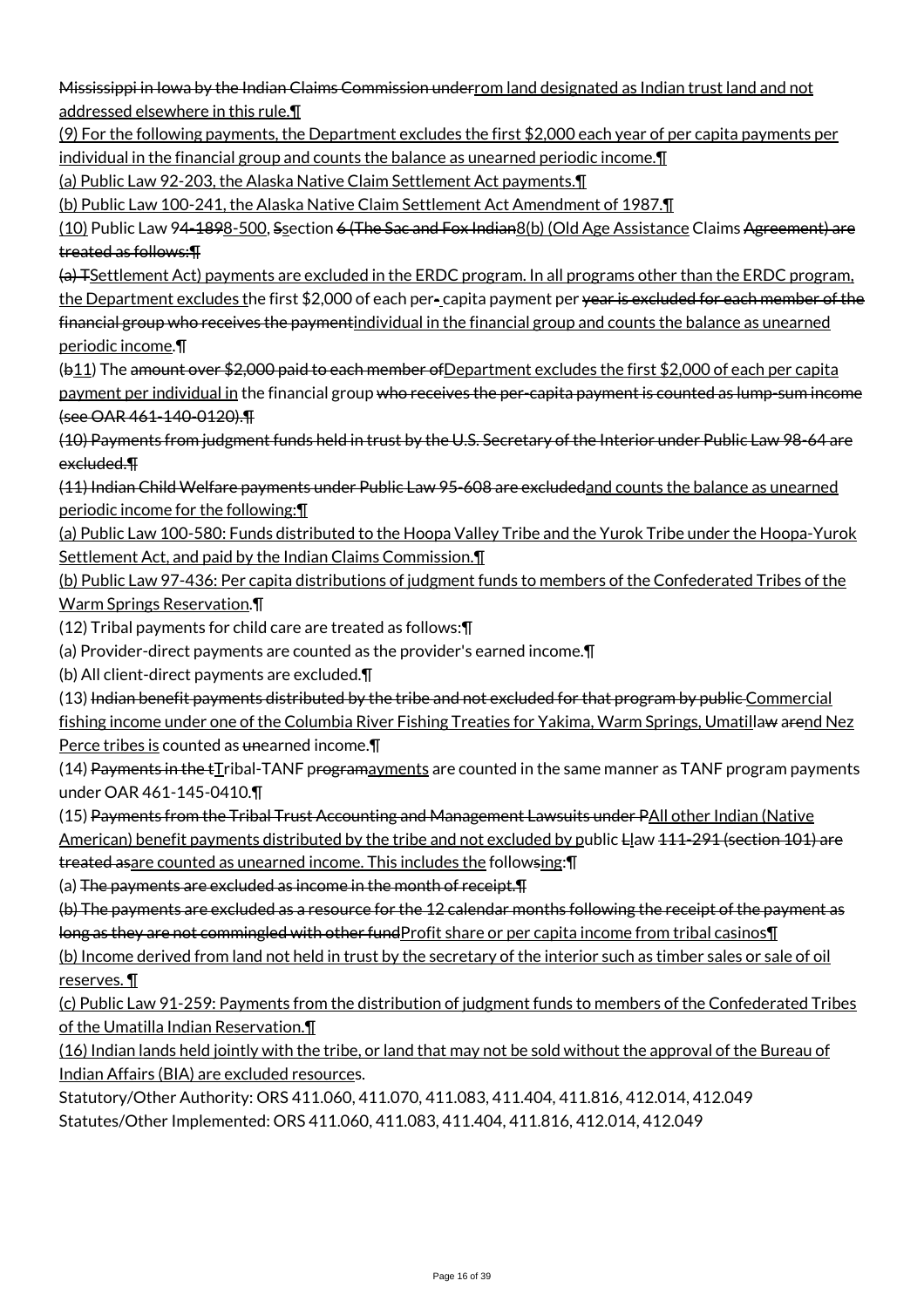~~Mississippi in Iowa by the Indian Claims Commission under~~rom land designated as Indian trust land and not addressed elsewhere in this rule.¶

(9) For the following payments, the Department excludes the first $2,000 each year of per capita payments per individual in the financial group and counts the balance as unearned periodic income.¶

(a) Public Law 92-203, the Alaska Native Claim Settlement Act payments.¶

(b) Public Law 100-241, the Alaska Native Claim Settlement Act Amendment of 1987.¶

(10) Public Law 9~~4-189~~8-500, ~~S~~section ~~6 (The Sac and Fox Indian~~8(b) (Old Age Assistance Claims ~~Agreement) are treated as follows:¶~~

~~(a) T~~Settlement Act) payments are excluded in the ERDC program. In all programs other than the ERDC program, the Department excludes the first $2,000 of each per~~-~~ capita payment per ~~year is excluded for each member of the financial group who receives the payment~~individual in the financial group and counts the balance as unearned periodic income.¶

(~~b~~11) The ~~amount over $2,000 paid to each member of~~Department excludes the first $2,000 of each per capita payment per individual in the financial group ~~who receives the per-capita payment is counted as lump-sum income (see OAR 461-140-0120).¶~~

~~(10) Payments from judgment funds held in trust by the U.S. Secretary of the Interior under Public Law 98-64 are excluded.¶~~

~~(11) Indian Child Welfare payments under Public Law 95-608 are excluded~~and counts the balance as unearned periodic income for the following:¶

(a) Public Law 100-580: Funds distributed to the Hoopa Valley Tribe and the Yurok Tribe under the Hoopa-Yurok Settlement Act, and paid by the Indian Claims Commission.¶

(b) Public Law 97-436: Per capita distributions of judgment funds to members of the Confederated Tribes of the Warm Springs Reservation.¶

(12) Tribal payments for child care are treated as follows:¶

(a) Provider-direct payments are counted as the provider's earned income.¶

(b) All client-direct payments are excluded.¶

(13) ~~Indian benefit payments distributed by the tribe and not excluded for that program by public~~ Commercial fishing income under one of the Columbia River Fishing Treaties for Yakima, Warm Springs, Umatill~~aw are~~nd Nez Perce tribes is counted as ~~un~~earned income.¶

(14) ~~Payments in the t~~Tribal-TANF p~~rogram~~ayments are counted in the same manner as TANF program payments under OAR 461-145-0410.¶

(15) ~~Payments from the Tribal Trust Accounting and Management Lawsuits under P~~All other Indian (Native American) benefit payments distributed by the tribe and not excluded by public ~~L~~law ~~111-291 (section 101) are treated as~~are counted as unearned income. This includes the follow~~s~~ing:¶

(a) ~~The payments are excluded as income in the month of receipt.¶~~

~~(b) The payments are excluded as a resource for the 12 calendar months following the receipt of the payment as long as they are not commingled with other fund~~Profit share or per capita income from tribal casinos¶

(b) Income derived from land not held in trust by the secretary of the interior such as timber sales or sale of oil reserves. ¶

(c) Public Law 91-259: Payments from the distribution of judgment funds to members of the Confederated Tribes of the Umatilla Indian Reservation.¶

(16) Indian lands held jointly with the tribe, or land that may not be sold without the approval of the Bureau of Indian Affairs (BIA) are excluded resources.

Statutory/Other Authority: ORS 411.060, 411.070, 411.083, 411.404, 411.816, 412.014, 412.049
Statutes/Other Implemented: ORS 411.060, 411.083, 411.404, 411.816, 412.014, 412.049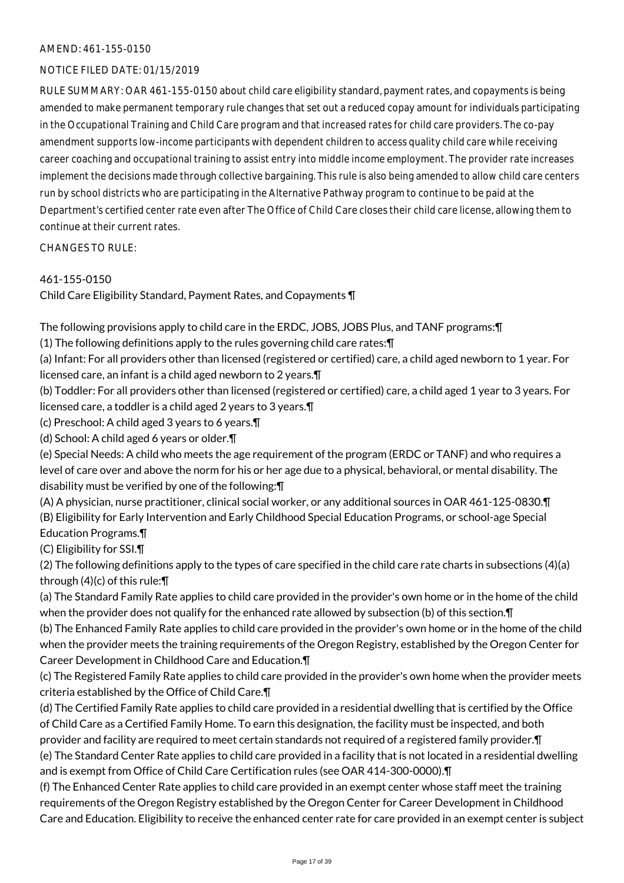AMEND: 461-155-0150

NOTICE FILED DATE: 01/15/2019

RULE SUMMARY: OAR 461-155-0150 about child care eligibility standard, payment rates, and copayments is being amended to make permanent temporary rule changes that set out a reduced copay amount for individuals participating in the Occupational Training and Child Care program and that increased rates for child care providers. The co-pay amendment supports low-income participants with dependent children to access quality child care while receiving career coaching and occupational training to assist entry into middle income employment. The provider rate increases implement the decisions made through collective bargaining. This rule is also being amended to allow child care centers run by school districts who are participating in the Alternative Pathway program to continue to be paid at the Department's certified center rate even after The Office of Child Care closes their child care license, allowing them to continue at their current rates.

CHANGES TO RULE:

461-155-0150
Child Care Eligibility Standard, Payment Rates, and Copayments ¶

The following provisions apply to child care in the ERDC, JOBS, JOBS Plus, and TANF programs:¶
(1) The following definitions apply to the rules governing child care rates:¶
(a) Infant: For all providers other than licensed (registered or certified) care, a child aged newborn to 1 year. For licensed care, an infant is a child aged newborn to 2 years.¶
(b) Toddler: For all providers other than licensed (registered or certified) care, a child aged 1 year to 3 years. For licensed care, a toddler is a child aged 2 years to 3 years.¶
(c) Preschool: A child aged 3 years to 6 years.¶
(d) School: A child aged 6 years or older.¶
(e) Special Needs: A child who meets the age requirement of the program (ERDC or TANF) and who requires a level of care over and above the norm for his or her age due to a physical, behavioral, or mental disability. The disability must be verified by one of the following:¶
(A) A physician, nurse practitioner, clinical social worker, or any additional sources in OAR 461-125-0830.¶
(B) Eligibility for Early Intervention and Early Childhood Special Education Programs, or school-age Special Education Programs.¶
(C) Eligibility for SSI.¶
(2) The following definitions apply to the types of care specified in the child care rate charts in subsections (4)(a) through (4)(c) of this rule:¶
(a) The Standard Family Rate applies to child care provided in the provider's own home or in the home of the child when the provider does not qualify for the enhanced rate allowed by subsection (b) of this section.¶
(b) The Enhanced Family Rate applies to child care provided in the provider's own home or in the home of the child when the provider meets the training requirements of the Oregon Registry, established by the Oregon Center for Career Development in Childhood Care and Education.¶
(c) The Registered Family Rate applies to child care provided in the provider's own home when the provider meets criteria established by the Office of Child Care.¶
(d) The Certified Family Rate applies to child care provided in a residential dwelling that is certified by the Office of Child Care as a Certified Family Home. To earn this designation, the facility must be inspected, and both provider and facility are required to meet certain standards not required of a registered family provider.¶
(e) The Standard Center Rate applies to child care provided in a facility that is not located in a residential dwelling and is exempt from Office of Child Care Certification rules (see OAR 414-300-0000).¶
(f) The Enhanced Center Rate applies to child care provided in an exempt center whose staff meet the training requirements of the Oregon Registry established by the Oregon Center for Career Development in Childhood Care and Education. Eligibility to receive the enhanced center rate for care provided in an exempt center is subject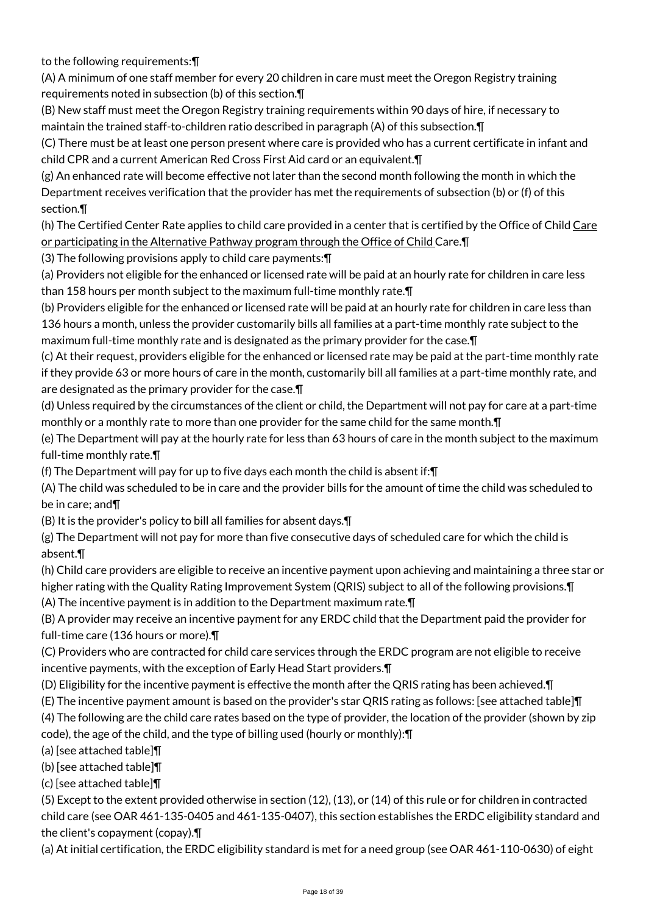to the following requirements:¶

(A) A minimum of one staff member for every 20 children in care must meet the Oregon Registry training requirements noted in subsection (b) of this section.¶

(B) New staff must meet the Oregon Registry training requirements within 90 days of hire, if necessary to maintain the trained staff-to-children ratio described in paragraph (A) of this subsection.¶

(C) There must be at least one person present where care is provided who has a current certificate in infant and child CPR and a current American Red Cross First Aid card or an equivalent.¶

(g) An enhanced rate will become effective not later than the second month following the month in which the Department receives verification that the provider has met the requirements of subsection (b) or (f) of this section.¶

(h) The Certified Center Rate applies to child care provided in a center that is certified by the Office of Child Care or participating in the Alternative Pathway program through the Office of Child Care.¶

(3) The following provisions apply to child care payments:¶

(a) Providers not eligible for the enhanced or licensed rate will be paid at an hourly rate for children in care less than 158 hours per month subject to the maximum full-time monthly rate.¶

(b) Providers eligible for the enhanced or licensed rate will be paid at an hourly rate for children in care less than 136 hours a month, unless the provider customarily bills all families at a part-time monthly rate subject to the maximum full-time monthly rate and is designated as the primary provider for the case.¶

(c) At their request, providers eligible for the enhanced or licensed rate may be paid at the part-time monthly rate if they provide 63 or more hours of care in the month, customarily bill all families at a part-time monthly rate, and are designated as the primary provider for the case.¶

(d) Unless required by the circumstances of the client or child, the Department will not pay for care at a part-time monthly or a monthly rate to more than one provider for the same child for the same month.¶

(e) The Department will pay at the hourly rate for less than 63 hours of care in the month subject to the maximum full-time monthly rate.¶

(f) The Department will pay for up to five days each month the child is absent if:¶

(A) The child was scheduled to be in care and the provider bills for the amount of time the child was scheduled to be in care; and¶

(B) It is the provider's policy to bill all families for absent days.¶

(g) The Department will not pay for more than five consecutive days of scheduled care for which the child is absent.¶

(h) Child care providers are eligible to receive an incentive payment upon achieving and maintaining a three star or higher rating with the Quality Rating Improvement System (QRIS) subject to all of the following provisions.¶

(A) The incentive payment is in addition to the Department maximum rate.¶

(B) A provider may receive an incentive payment for any ERDC child that the Department paid the provider for full-time care (136 hours or more).¶

(C) Providers who are contracted for child care services through the ERDC program are not eligible to receive incentive payments, with the exception of Early Head Start providers.¶

(D) Eligibility for the incentive payment is effective the month after the QRIS rating has been achieved.¶

(E) The incentive payment amount is based on the provider's star QRIS rating as follows: [see attached table]¶

(4) The following are the child care rates based on the type of provider, the location of the provider (shown by zip code), the age of the child, and the type of billing used (hourly or monthly):¶

(a) [see attached table]¶

(b) [see attached table]¶

(c) [see attached table]¶

(5) Except to the extent provided otherwise in section (12), (13), or (14) of this rule or for children in contracted child care (see OAR 461-135-0405 and 461-135-0407), this section establishes the ERDC eligibility standard and the client's copayment (copay).¶

(a) At initial certification, the ERDC eligibility standard is met for a need group (see OAR 461-110-0630) of eight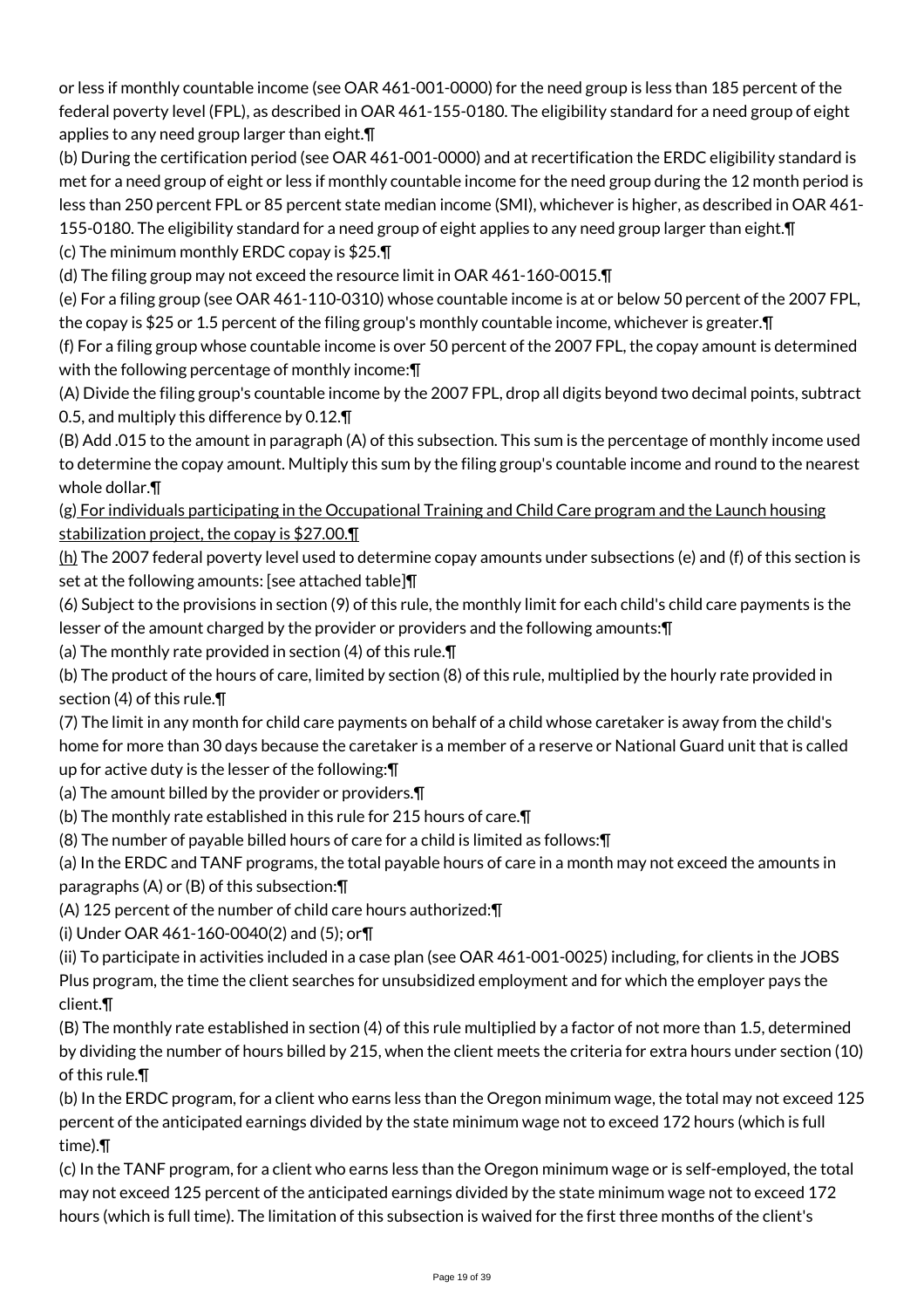or less if monthly countable income (see OAR 461-001-0000) for the need group is less than 185 percent of the federal poverty level (FPL), as described in OAR 461-155-0180. The eligibility standard for a need group of eight applies to any need group larger than eight.¶

(b) During the certification period (see OAR 461-001-0000) and at recertification the ERDC eligibility standard is met for a need group of eight or less if monthly countable income for the need group during the 12 month period is less than 250 percent FPL or 85 percent state median income (SMI), whichever is higher, as described in OAR 461-155-0180. The eligibility standard for a need group of eight applies to any need group larger than eight.¶

(c) The minimum monthly ERDC copay is $25.¶

(d) The filing group may not exceed the resource limit in OAR 461-160-0015.¶

(e) For a filing group (see OAR 461-110-0310) whose countable income is at or below 50 percent of the 2007 FPL, the copay is $25 or 1.5 percent of the filing group's monthly countable income, whichever is greater.¶

(f) For a filing group whose countable income is over 50 percent of the 2007 FPL, the copay amount is determined with the following percentage of monthly income:¶

(A) Divide the filing group's countable income by the 2007 FPL, drop all digits beyond two decimal points, subtract 0.5, and multiply this difference by 0.12.¶

(B) Add .015 to the amount in paragraph (A) of this subsection. This sum is the percentage of monthly income used to determine the copay amount. Multiply this sum by the filing group's countable income and round to the nearest whole dollar.¶

(g) For individuals participating in the Occupational Training and Child Care program and the Launch housing stabilization project, the copay is $27.00.¶

(h) The 2007 federal poverty level used to determine copay amounts under subsections (e) and (f) of this section is set at the following amounts: [see attached table]¶

(6) Subject to the provisions in section (9) of this rule, the monthly limit for each child's child care payments is the lesser of the amount charged by the provider or providers and the following amounts:¶

(a) The monthly rate provided in section (4) of this rule.¶

(b) The product of the hours of care, limited by section (8) of this rule, multiplied by the hourly rate provided in section (4) of this rule.¶

(7) The limit in any month for child care payments on behalf of a child whose caretaker is away from the child's home for more than 30 days because the caretaker is a member of a reserve or National Guard unit that is called up for active duty is the lesser of the following:¶

(a) The amount billed by the provider or providers.¶

(b) The monthly rate established in this rule for 215 hours of care.¶

(8) The number of payable billed hours of care for a child is limited as follows:¶

(a) In the ERDC and TANF programs, the total payable hours of care in a month may not exceed the amounts in paragraphs (A) or (B) of this subsection:¶

(A) 125 percent of the number of child care hours authorized:¶

(i) Under OAR 461-160-0040(2) and (5); or¶

(ii) To participate in activities included in a case plan (see OAR 461-001-0025) including, for clients in the JOBS Plus program, the time the client searches for unsubsidized employment and for which the employer pays the client.¶

(B) The monthly rate established in section (4) of this rule multiplied by a factor of not more than 1.5, determined by dividing the number of hours billed by 215, when the client meets the criteria for extra hours under section (10) of this rule.¶

(b) In the ERDC program, for a client who earns less than the Oregon minimum wage, the total may not exceed 125 percent of the anticipated earnings divided by the state minimum wage not to exceed 172 hours (which is full time).¶

(c) In the TANF program, for a client who earns less than the Oregon minimum wage or is self-employed, the total may not exceed 125 percent of the anticipated earnings divided by the state minimum wage not to exceed 172 hours (which is full time). The limitation of this subsection is waived for the first three months of the client's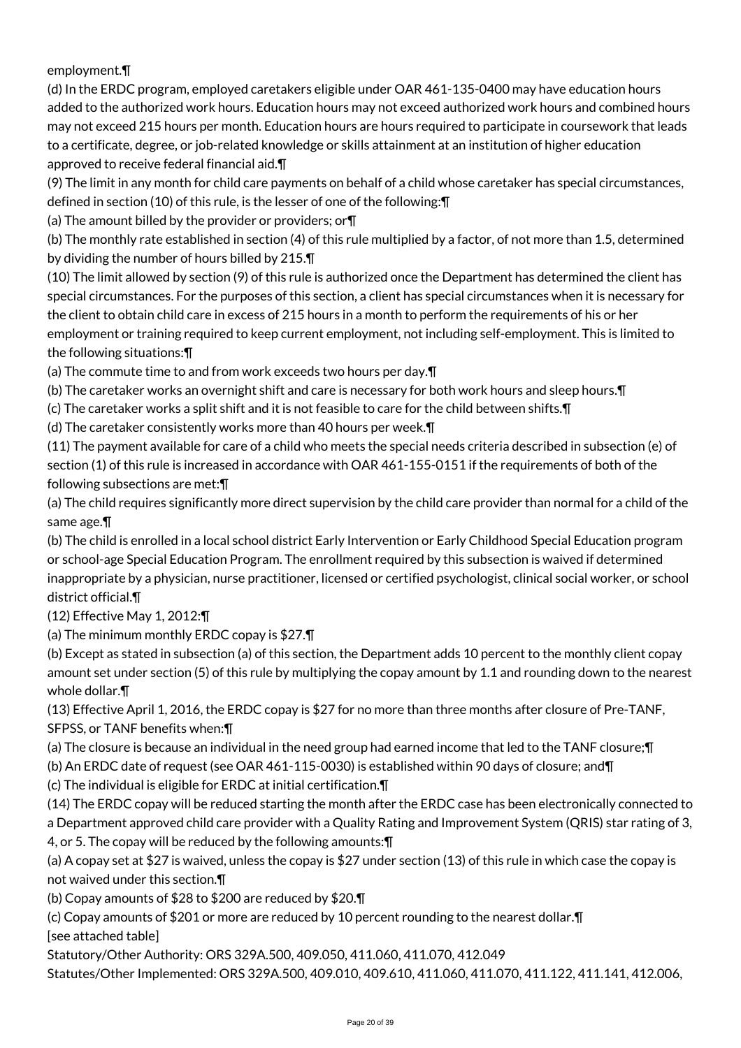employment.¶

(d) In the ERDC program, employed caretakers eligible under OAR 461-135-0400 may have education hours added to the authorized work hours. Education hours may not exceed authorized work hours and combined hours may not exceed 215 hours per month. Education hours are hours required to participate in coursework that leads to a certificate, degree, or job-related knowledge or skills attainment at an institution of higher education approved to receive federal financial aid.¶

(9) The limit in any month for child care payments on behalf of a child whose caretaker has special circumstances, defined in section (10) of this rule, is the lesser of one of the following:¶

(a) The amount billed by the provider or providers; or¶

(b) The monthly rate established in section (4) of this rule multiplied by a factor, of not more than 1.5, determined by dividing the number of hours billed by 215.¶

(10) The limit allowed by section (9) of this rule is authorized once the Department has determined the client has special circumstances. For the purposes of this section, a client has special circumstances when it is necessary for the client to obtain child care in excess of 215 hours in a month to perform the requirements of his or her employment or training required to keep current employment, not including self-employment. This is limited to the following situations:¶

(a) The commute time to and from work exceeds two hours per day.¶

(b) The caretaker works an overnight shift and care is necessary for both work hours and sleep hours.¶

(c) The caretaker works a split shift and it is not feasible to care for the child between shifts.¶

(d) The caretaker consistently works more than 40 hours per week.¶

(11) The payment available for care of a child who meets the special needs criteria described in subsection (e) of section (1) of this rule is increased in accordance with OAR 461-155-0151 if the requirements of both of the following subsections are met:¶

(a) The child requires significantly more direct supervision by the child care provider than normal for a child of the same age.¶

(b) The child is enrolled in a local school district Early Intervention or Early Childhood Special Education program or school-age Special Education Program. The enrollment required by this subsection is waived if determined inappropriate by a physician, nurse practitioner, licensed or certified psychologist, clinical social worker, or school district official.¶

(12) Effective May 1, 2012:¶

(a) The minimum monthly ERDC copay is $27.¶

(b) Except as stated in subsection (a) of this section, the Department adds 10 percent to the monthly client copay amount set under section (5) of this rule by multiplying the copay amount by 1.1 and rounding down to the nearest whole dollar.¶

(13) Effective April 1, 2016, the ERDC copay is $27 for no more than three months after closure of Pre-TANF, SFPSS, or TANF benefits when:¶

(a) The closure is because an individual in the need group had earned income that led to the TANF closure;¶

(b) An ERDC date of request (see OAR 461-115-0030) is established within 90 days of closure; and¶

(c) The individual is eligible for ERDC at initial certification.¶

(14) The ERDC copay will be reduced starting the month after the ERDC case has been electronically connected to a Department approved child care provider with a Quality Rating and Improvement System (QRIS) star rating of 3, 4, or 5. The copay will be reduced by the following amounts:¶

(a) A copay set at $27 is waived, unless the copay is $27 under section (13) of this rule in which case the copay is not waived under this section.¶

(b) Copay amounts of $28 to $200 are reduced by $20.¶

(c) Copay amounts of $201 or more are reduced by 10 percent rounding to the nearest dollar.¶

[see attached table]

Statutory/Other Authority: ORS 329A.500, 409.050, 411.060, 411.070, 412.049

Statutes/Other Implemented: ORS 329A.500, 409.010, 409.610, 411.060, 411.070, 411.122, 411.141, 412.006,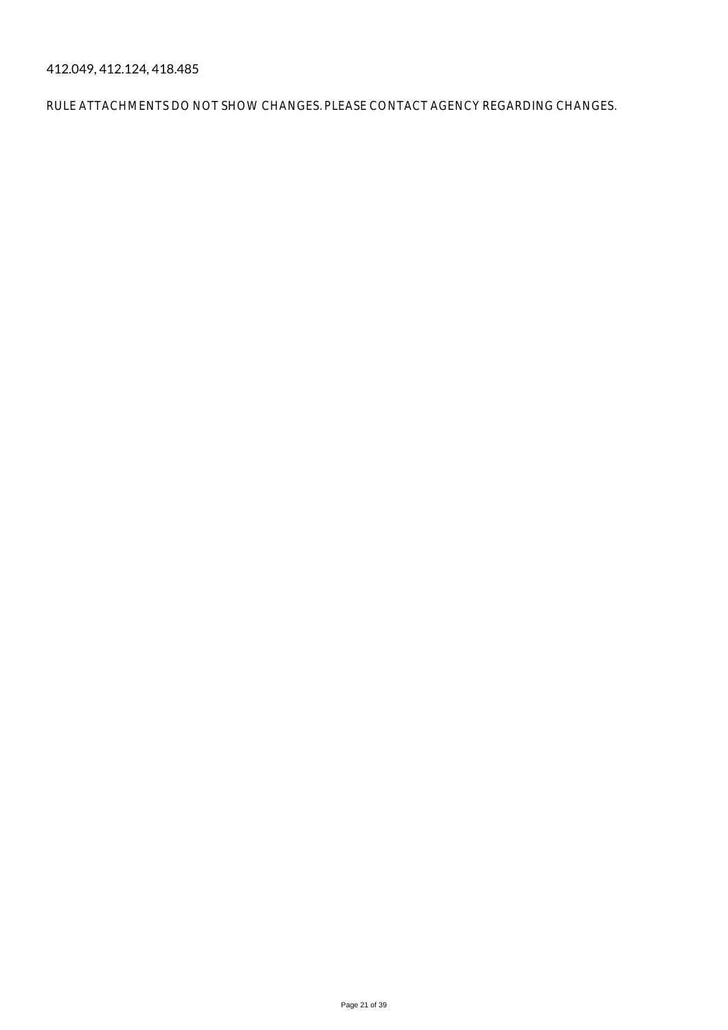412.049, 412.124, 418.485

RULE ATTACHMENTS DO NOT SHOW CHANGES. PLEASE CONTACT AGENCY REGARDING CHANGES.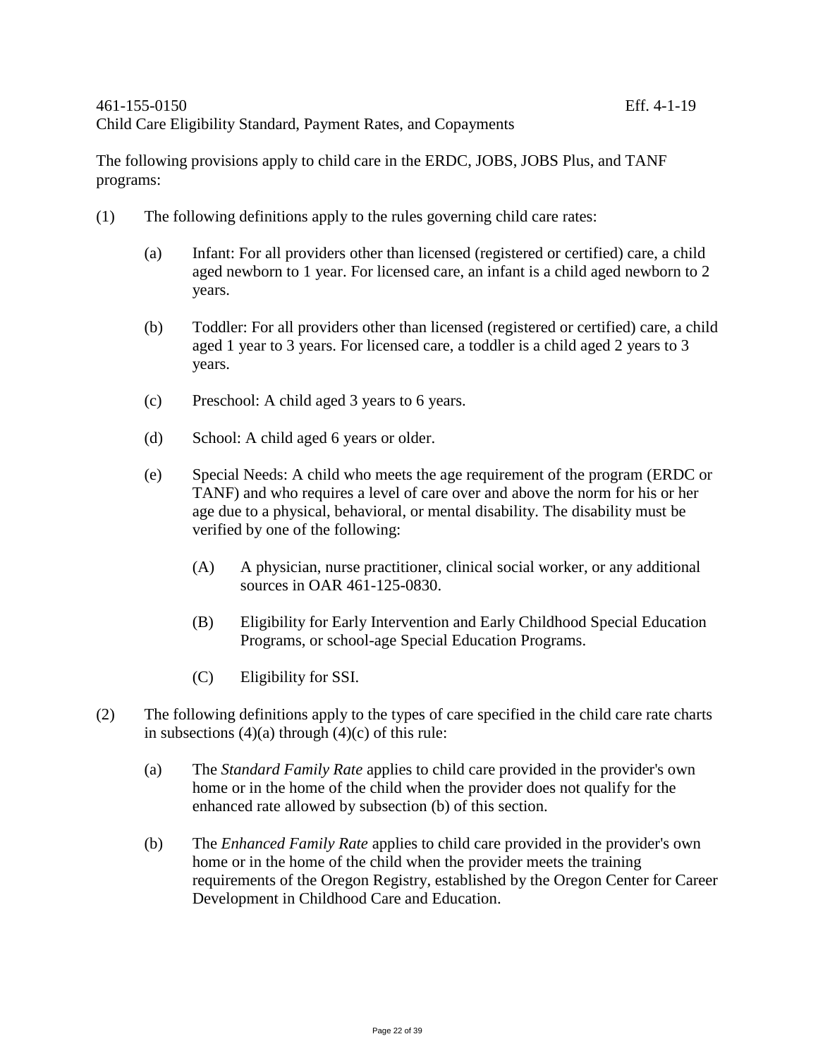461-155-0150 Eff. 4-1-19

Child Care Eligibility Standard, Payment Rates, and Copayments

The following provisions apply to child care in the ERDC, JOBS, JOBS Plus, and TANF programs:

(1) The following definitions apply to the rules governing child care rates:

(a) Infant: For all providers other than licensed (registered or certified) care, a child aged newborn to 1 year. For licensed care, an infant is a child aged newborn to 2 years.

(b) Toddler: For all providers other than licensed (registered or certified) care, a child aged 1 year to 3 years. For licensed care, a toddler is a child aged 2 years to 3 years.

(c) Preschool: A child aged 3 years to 6 years.

(d) School: A child aged 6 years or older.

(e) Special Needs: A child who meets the age requirement of the program (ERDC or TANF) and who requires a level of care over and above the norm for his or her age due to a physical, behavioral, or mental disability. The disability must be verified by one of the following:

(A) A physician, nurse practitioner, clinical social worker, or any additional sources in OAR 461-125-0830.

(B) Eligibility for Early Intervention and Early Childhood Special Education Programs, or school-age Special Education Programs.

(C) Eligibility for SSI.

(2) The following definitions apply to the types of care specified in the child care rate charts in subsections (4)(a) through (4)(c) of this rule:

(a) The *Standard Family Rate* applies to child care provided in the provider's own home or in the home of the child when the provider does not qualify for the enhanced rate allowed by subsection (b) of this section.

(b) The *Enhanced Family Rate* applies to child care provided in the provider's own home or in the home of the child when the provider meets the training requirements of the Oregon Registry, established by the Oregon Center for Career Development in Childhood Care and Education.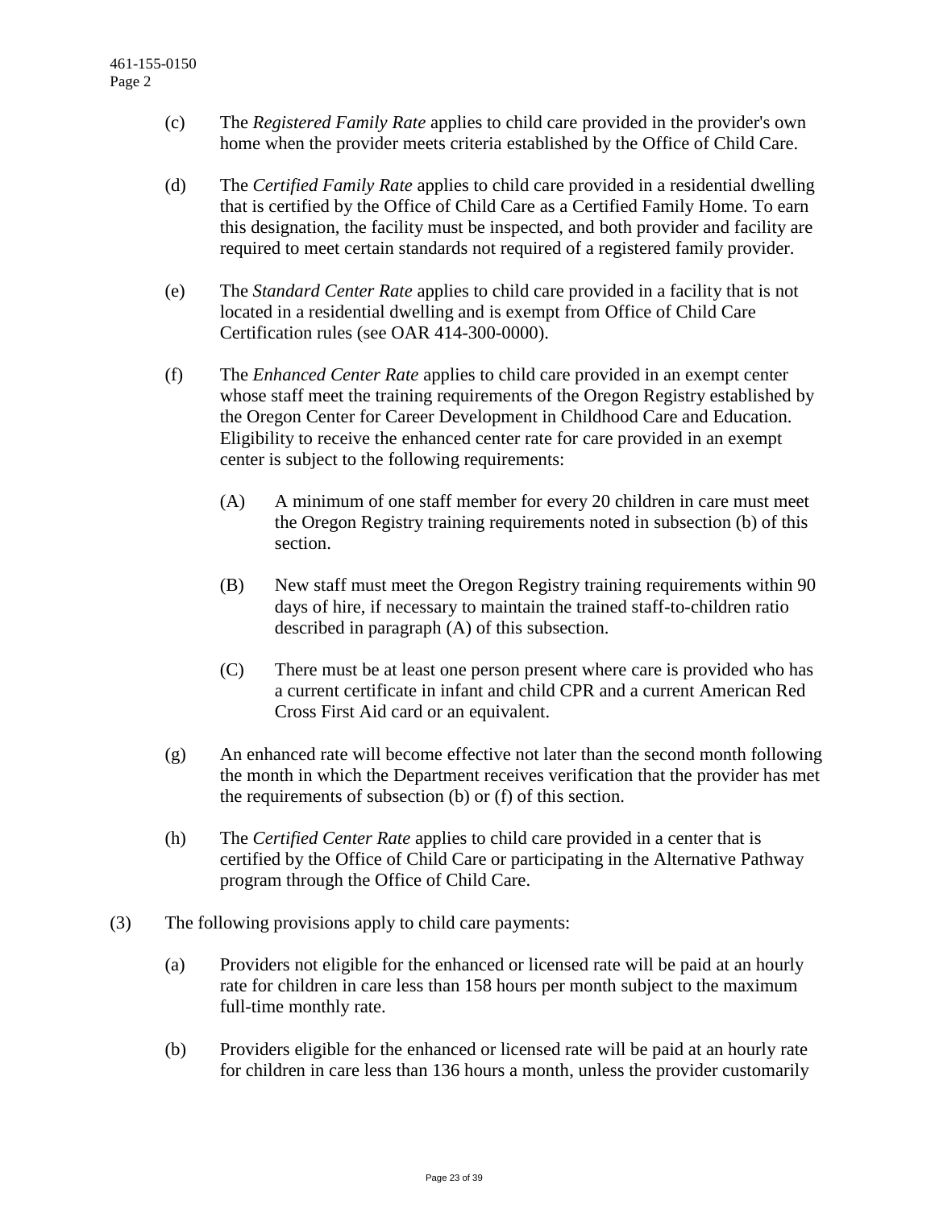(c) The *Registered Family Rate* applies to child care provided in the provider's own home when the provider meets criteria established by the Office of Child Care.

(d) The *Certified Family Rate* applies to child care provided in a residential dwelling that is certified by the Office of Child Care as a Certified Family Home. To earn this designation, the facility must be inspected, and both provider and facility are required to meet certain standards not required of a registered family provider.

(e) The *Standard Center Rate* applies to child care provided in a facility that is not located in a residential dwelling and is exempt from Office of Child Care Certification rules (see OAR 414-300-0000).

(f) The *Enhanced Center Rate* applies to child care provided in an exempt center whose staff meet the training requirements of the Oregon Registry established by the Oregon Center for Career Development in Childhood Care and Education. Eligibility to receive the enhanced center rate for care provided in an exempt center is subject to the following requirements:

(A) A minimum of one staff member for every 20 children in care must meet the Oregon Registry training requirements noted in subsection (b) of this section.

(B) New staff must meet the Oregon Registry training requirements within 90 days of hire, if necessary to maintain the trained staff-to-children ratio described in paragraph (A) of this subsection.

(C) There must be at least one person present where care is provided who has a current certificate in infant and child CPR and a current American Red Cross First Aid card or an equivalent.

(g) An enhanced rate will become effective not later than the second month following the month in which the Department receives verification that the provider has met the requirements of subsection (b) or (f) of this section.

(h) The *Certified Center Rate* applies to child care provided in a center that is certified by the Office of Child Care or participating in the Alternative Pathway program through the Office of Child Care.

(3) The following provisions apply to child care payments:

(a) Providers not eligible for the enhanced or licensed rate will be paid at an hourly rate for children in care less than 158 hours per month subject to the maximum full-time monthly rate.

(b) Providers eligible for the enhanced or licensed rate will be paid at an hourly rate for children in care less than 136 hours a month, unless the provider customarily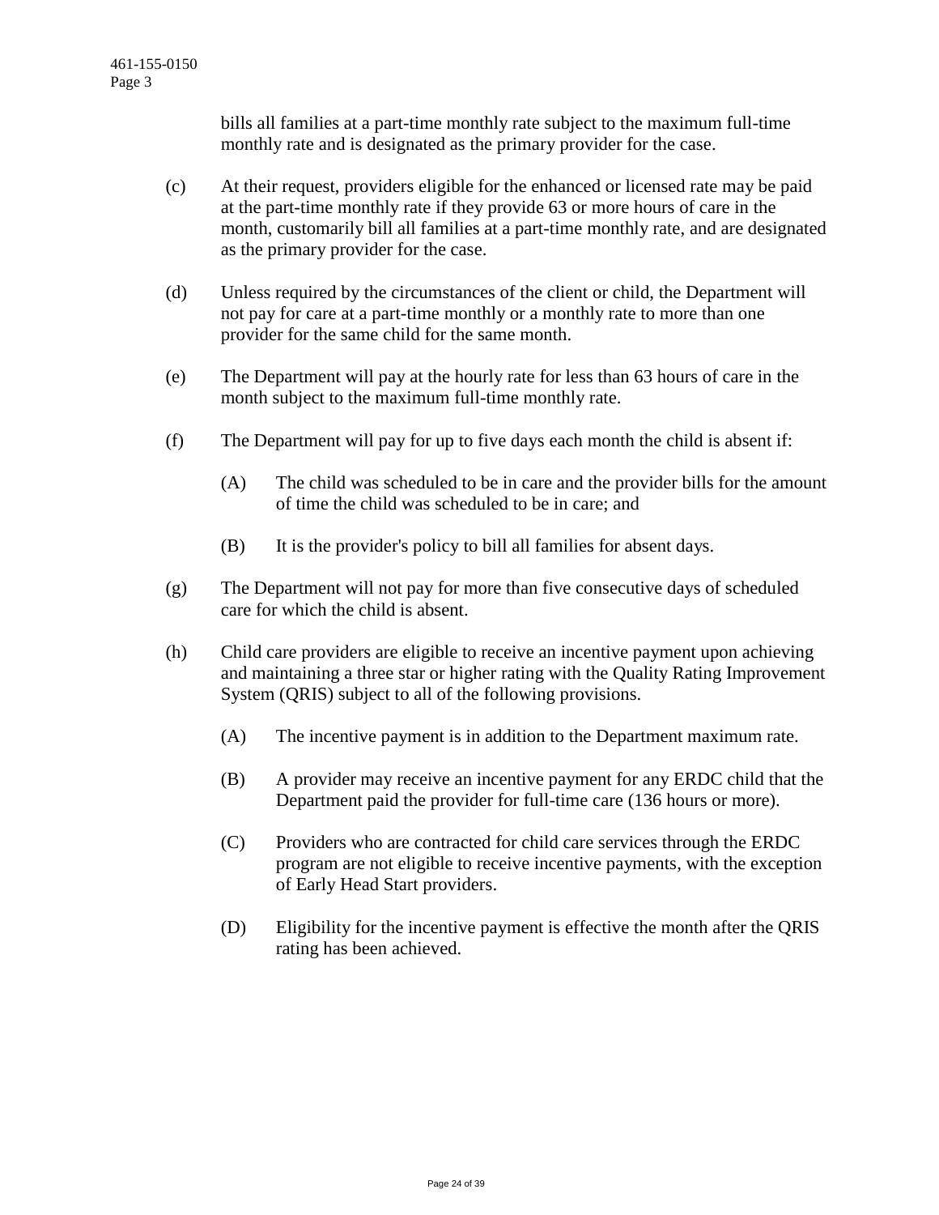bills all families at a part-time monthly rate subject to the maximum full-time monthly rate and is designated as the primary provider for the case.

(c) At their request, providers eligible for the enhanced or licensed rate may be paid at the part-time monthly rate if they provide 63 or more hours of care in the month, customarily bill all families at a part-time monthly rate, and are designated as the primary provider for the case.

(d) Unless required by the circumstances of the client or child, the Department will not pay for care at a part-time monthly or a monthly rate to more than one provider for the same child for the same month.

(e) The Department will pay at the hourly rate for less than 63 hours of care in the month subject to the maximum full-time monthly rate.

(f) The Department will pay for up to five days each month the child is absent if:

(A) The child was scheduled to be in care and the provider bills for the amount of time the child was scheduled to be in care; and

(B) It is the provider's policy to bill all families for absent days.

(g) The Department will not pay for more than five consecutive days of scheduled care for which the child is absent.

(h) Child care providers are eligible to receive an incentive payment upon achieving and maintaining a three star or higher rating with the Quality Rating Improvement System (QRIS) subject to all of the following provisions.

(A) The incentive payment is in addition to the Department maximum rate.

(B) A provider may receive an incentive payment for any ERDC child that the Department paid the provider for full-time care (136 hours or more).

(C) Providers who are contracted for child care services through the ERDC program are not eligible to receive incentive payments, with the exception of Early Head Start providers.

(D) Eligibility for the incentive payment is effective the month after the QRIS rating has been achieved.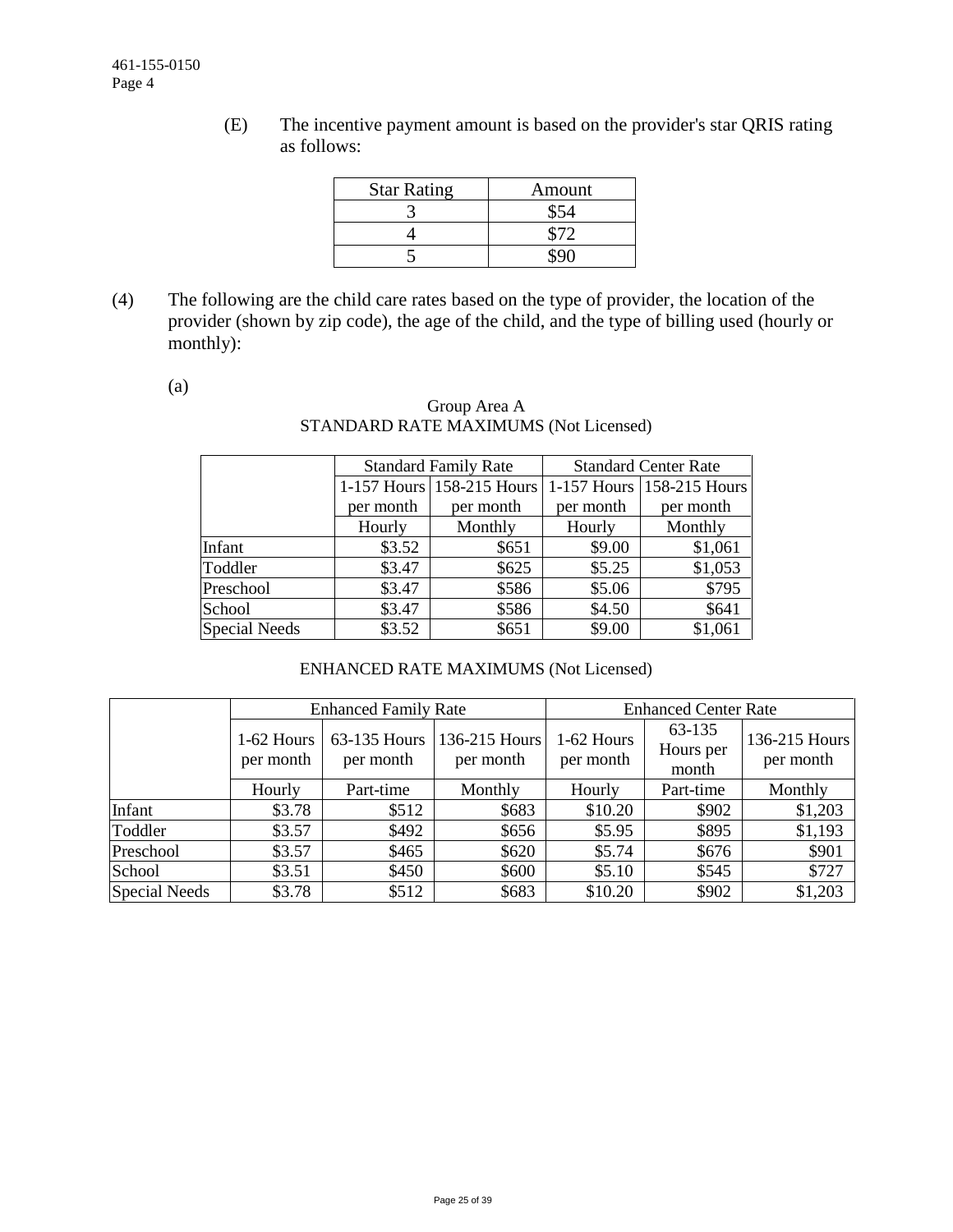(E) The incentive payment amount is based on the provider's star QRIS rating as follows:

| Star Rating | Amount |
|---|---|
| 3 | $54 |
| 4 | $72 |
| 5 | $90 |

(4) The following are the child care rates based on the type of provider, the location of the provider (shown by zip code), the age of the child, and the type of billing used (hourly or monthly):

(a)

Group Area A
STANDARD RATE MAXIMUMS (Not Licensed)

| | Standard Family Rate | | Standard Center Rate | |
|---|---|---|---|---|
| | 1-157 Hours per month | 158-215 Hours per month | 1-157 Hours per month | 158-215 Hours per month |
| | Hourly | Monthly | Hourly | Monthly |
| Infant | $3.52 | $651 | $9.00 | $1,061 |
| Toddler | $3.47 | $625 | $5.25 | $1,053 |
| Preschool | $3.47 | $586 | $5.06 | $795 |
| School | $3.47 | $586 | $4.50 | $641 |
| Special Needs | $3.52 | $651 | $9.00 | $1,061 |

ENHANCED RATE MAXIMUMS (Not Licensed)

| | Enhanced Family Rate | | | Enhanced Center Rate | | |
|---|---|---|---|---|---|---|
| | 1-62 Hours per month | 63-135 Hours per month | 136-215 Hours per month | 1-62 Hours per month | 63-135 Hours per month | 136-215 Hours per month |
| | Hourly | Part-time | Monthly | Hourly | Part-time | Monthly |
| Infant | $3.78 | $512 | $683 | $10.20 | $902 | $1,203 |
| Toddler | $3.57 | $492 | $656 | $5.95 | $895 | $1,193 |
| Preschool | $3.57 | $465 | $620 | $5.74 | $676 | $901 |
| School | $3.51 | $450 | $600 | $5.10 | $545 | $727 |
| Special Needs | $3.78 | $512 | $683 | $10.20 | $902 | $1,203 |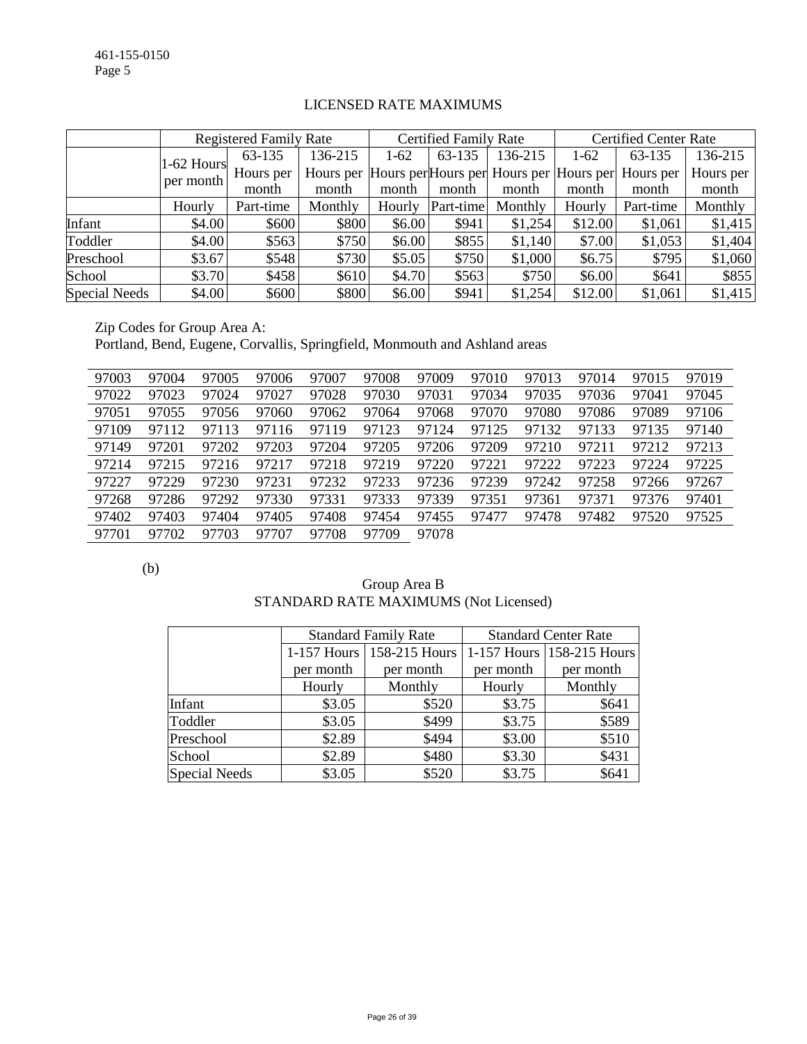461-155-0150
Page 5

### LICENSED RATE MAXIMUMS

| | Registered Family Rate | | | Certified Family Rate | | | Certified Center Rate | | |
|---|---|---|---|---|---|---|---|---|---|
| | 1-62 Hours per month | 63-135 Hours per month | 136-215 Hours per month | 1-62 Hours per month | 63-135 Hours per month | 136-215 Hours per month | 1-62 Hours per month | 63-135 Hours per month | 136-215 Hours per month |
| | Hourly | Part-time | Monthly | Hourly | Part-time | Monthly | Hourly | Part-time | Monthly |
| Infant | $4.00 | $600 | $800 | $6.00 | $941 | $1,254 | $12.00 | $1,061 | $1,415 |
| Toddler | $4.00 | $563 | $750 | $6.00 | $855 | $1,140 | $7.00 | $1,053 | $1,404 |
| Preschool | $3.67 | $548 | $730 | $5.05 | $750 | $1,000 | $6.75 | $795 | $1,060 |
| School | $3.70 | $458 | $610 | $4.70 | $563 | $750 | $6.00 | $641 | $855 |
| Special Needs | $4.00 | $600 | $800 | $6.00 | $941 | $1,254 | $12.00 | $1,061 | $1,415 |

Zip Codes for Group Area A:
Portland, Bend, Eugene, Corvallis, Springfield, Monmouth and Ashland areas

| | | | | | | | | | | | |
|---|---|---|---|---|---|---|---|---|---|---|---|
| 97003 | 97004 | 97005 | 97006 | 97007 | 97008 | 97009 | 97010 | 97013 | 97014 | 97015 | 97019 |
| 97022 | 97023 | 97024 | 97027 | 97028 | 97030 | 97031 | 97034 | 97035 | 97036 | 97041 | 97045 |
| 97051 | 97055 | 97056 | 97060 | 97062 | 97064 | 97068 | 97070 | 97080 | 97086 | 97089 | 97106 |
| 97109 | 97112 | 97113 | 97116 | 97119 | 97123 | 97124 | 97125 | 97132 | 97133 | 97135 | 97140 |
| 97149 | 97201 | 97202 | 97203 | 97204 | 97205 | 97206 | 97209 | 97210 | 97211 | 97212 | 97213 |
| 97214 | 97215 | 97216 | 97217 | 97218 | 97219 | 97220 | 97221 | 97222 | 97223 | 97224 | 97225 |
| 97227 | 97229 | 97230 | 97231 | 97232 | 97233 | 97236 | 97239 | 97242 | 97258 | 97266 | 97267 |
| 97268 | 97286 | 97292 | 97330 | 97331 | 97333 | 97339 | 97351 | 97361 | 97371 | 97376 | 97401 |
| 97402 | 97403 | 97404 | 97405 | 97408 | 97454 | 97455 | 97477 | 97478 | 97482 | 97520 | 97525 |
| 97701 | 97702 | 97703 | 97707 | 97708 | 97709 | 97078 | | | | | |

(b)

### Group Area B
### STANDARD RATE MAXIMUMS (Not Licensed)

| | Standard Family Rate | | Standard Center Rate | |
|---|---|---|---|---|
| | 1-157 Hours per month | 158-215 Hours per month | 1-157 Hours per month | 158-215 Hours per month |
| | Hourly | Monthly | Hourly | Monthly |
| Infant | $3.05 | $520 | $3.75 | $641 |
| Toddler | $3.05 | $499 | $3.75 | $589 |
| Preschool | $2.89 | $494 | $3.00 | $510 |
| School | $2.89 | $480 | $3.30 | $431 |
| Special Needs | $3.05 | $520 | $3.75 | $641 |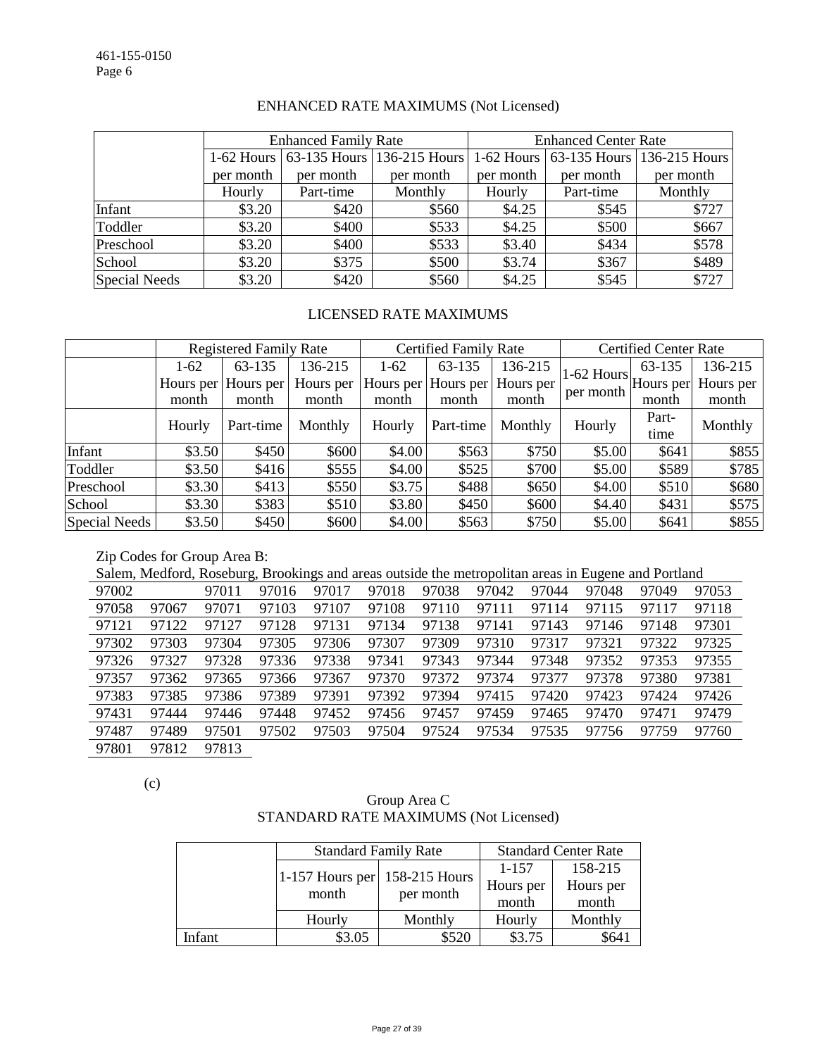461-155-0150
Page 6

ENHANCED RATE MAXIMUMS (Not Licensed)

| | Enhanced Family Rate | | | Enhanced Center Rate | | |
|---|---|---|---|---|---|---|
| | 1-62 Hours per month | 63-135 Hours per month | 136-215 Hours per month | 1-62 Hours per month | 63-135 Hours per month | 136-215 Hours per month |
| | Hourly | Part-time | Monthly | Hourly | Part-time | Monthly |
| Infant | $3.20 | $420 | $560 | $4.25 | $545 | $727 |
| Toddler | $3.20 | $400 | $533 | $4.25 | $500 | $667 |
| Preschool | $3.20 | $400 | $533 | $3.40 | $434 | $578 |
| School | $3.20 | $375 | $500 | $3.74 | $367 | $489 |
| Special Needs | $3.20 | $420 | $560 | $4.25 | $545 | $727 |

LICENSED RATE MAXIMUMS

| | Registered Family Rate | | | Certified Family Rate | | | Certified Center Rate | | |
|---|---|---|---|---|---|---|---|---|---|
| | 1-62 Hours per month | 63-135 Hours per month | 136-215 Hours per month | 1-62 Hours per month | 63-135 Hours per month | 136-215 Hours per month | 1-62 Hours per month | 63-135 Hours per month | 136-215 Hours per month |
| | Hourly | Part-time | Monthly | Hourly | Part-time | Monthly | Hourly | Part-time | Monthly |
| Infant | $3.50 | $450 | $600 | $4.00 | $563 | $750 | $5.00 | $641 | $855 |
| Toddler | $3.50 | $416 | $555 | $4.00 | $525 | $700 | $5.00 | $589 | $785 |
| Preschool | $3.30 | $413 | $550 | $3.75 | $488 | $650 | $4.00 | $510 | $680 |
| School | $3.30 | $383 | $510 | $3.80 | $450 | $600 | $4.40 | $431 | $575 |
| Special Needs | $3.50 | $450 | $600 | $4.00 | $563 | $750 | $5.00 | $641 | $855 |

Zip Codes for Group Area B:
Salem, Medford, Roseburg, Brookings and areas outside the metropolitan areas in Eugene and Portland

| | | | | | | | | | | |
|---|---|---|---|---|---|---|---|---|---|---|
| 97002 | 97011 | 97016 | 97017 | 97018 | 97038 | 97042 | 97044 | 97048 | 97049 | 97053 |
| 97058 | 97067 | 97071 | 97103 | 97107 | 97108 | 97110 | 97111 | 97114 | 97115 | 97117 | 97118 |
| 97121 | 97122 | 97127 | 97128 | 97131 | 97134 | 97138 | 97141 | 97143 | 97146 | 97148 | 97301 |
| 97302 | 97303 | 97304 | 97305 | 97306 | 97307 | 97309 | 97310 | 97317 | 97321 | 97322 | 97325 |
| 97326 | 97327 | 97328 | 97336 | 97338 | 97341 | 97343 | 97344 | 97348 | 97352 | 97353 | 97355 |
| 97357 | 97362 | 97365 | 97366 | 97367 | 97370 | 97372 | 97374 | 97377 | 97378 | 97380 | 97381 |
| 97383 | 97385 | 97386 | 97389 | 97391 | 97392 | 97394 | 97415 | 97420 | 97423 | 97424 | 97426 |
| 97431 | 97444 | 97446 | 97448 | 97452 | 97456 | 97457 | 97459 | 97465 | 97470 | 97471 | 97479 |
| 97487 | 97489 | 97501 | 97502 | 97503 | 97504 | 97524 | 97534 | 97535 | 97756 | 97759 | 97760 |
| 97801 | 97812 | 97813 | | | | | | | | | |

(c)

Group Area C
STANDARD RATE MAXIMUMS (Not Licensed)

| | Standard Family Rate | | Standard Center Rate | |
|---|---|---|---|---|
| | 1-157 Hours per month | 158-215 Hours per month | 1-157 Hours per month | 158-215 Hours per month |
| | Hourly | Monthly | Hourly | Monthly |
| Infant | $3.05 | $520 | $3.75 | $641 |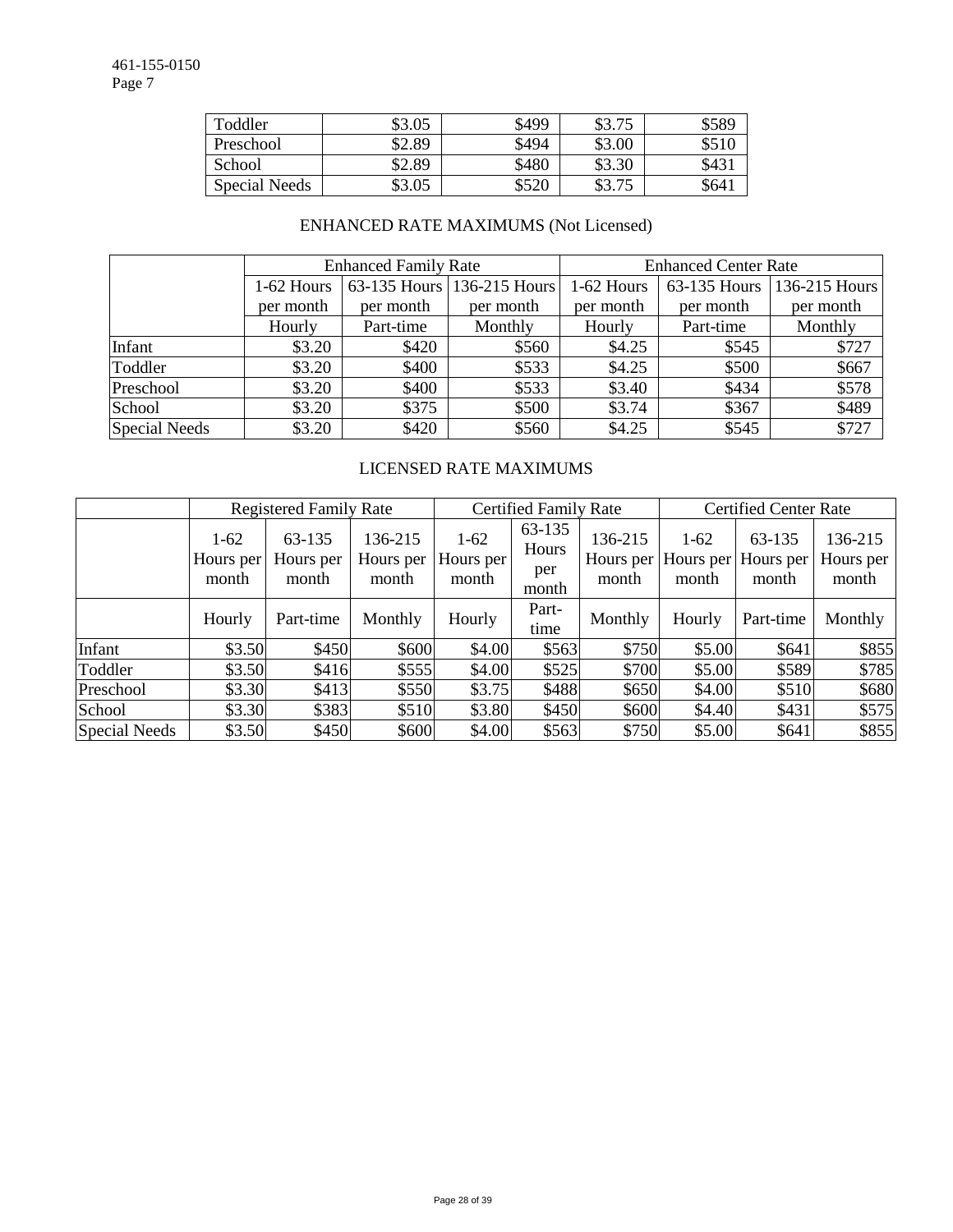| | | | | |
|---|---|---|---|---|
| Toddler | $3.05 | $499 | $3.75 | $589 |
| Preschool | $2.89 | $494 | $3.00 | $510 |
| School | $2.89 | $480 | $3.30 | $431 |
| Special Needs | $3.05 | $520 | $3.75 | $641 |

ENHANCED RATE MAXIMUMS (Not Licensed)

| | Enhanced Family Rate | | | Enhanced Center Rate | | |
|---|---|---|---|---|---|---|
| | 1-62 Hours per month | 63-135 Hours per month | 136-215 Hours per month | 1-62 Hours per month | 63-135 Hours per month | 136-215 Hours per month |
| | Hourly | Part-time | Monthly | Hourly | Part-time | Monthly |
| Infant | $3.20 | $420 | $560 | $4.25 | $545 | $727 |
| Toddler | $3.20 | $400 | $533 | $4.25 | $500 | $667 |
| Preschool | $3.20 | $400 | $533 | $3.40 | $434 | $578 |
| School | $3.20 | $375 | $500 | $3.74 | $367 | $489 |
| Special Needs | $3.20 | $420 | $560 | $4.25 | $545 | $727 |

LICENSED RATE MAXIMUMS

| | Registered Family Rate | | | Certified Family Rate | | | Certified Center Rate | | |
|---|---|---|---|---|---|---|---|---|---|
| | 1-62 Hours per month | 63-135 Hours per month | 136-215 Hours per month | 1-62 Hours per month | 63-135 Hours per month | 136-215 Hours per month | 1-62 Hours per month | 63-135 Hours per month | 136-215 Hours per month |
| | Hourly | Part-time | Monthly | Hourly | Part-time | Monthly | Hourly | Part-time | Monthly |
| Infant | $3.50 | $450 | $600 | $4.00 | $563 | $750 | $5.00 | $641 | $855 |
| Toddler | $3.50 | $416 | $555 | $4.00 | $525 | $700 | $5.00 | $589 | $785 |
| Preschool | $3.30 | $413 | $550 | $3.75 | $488 | $650 | $4.00 | $510 | $680 |
| School | $3.30 | $383 | $510 | $3.80 | $450 | $600 | $4.40 | $431 | $575 |
| Special Needs | $3.50 | $450 | $600 | $4.00 | $563 | $750 | $5.00 | $641 | $855 |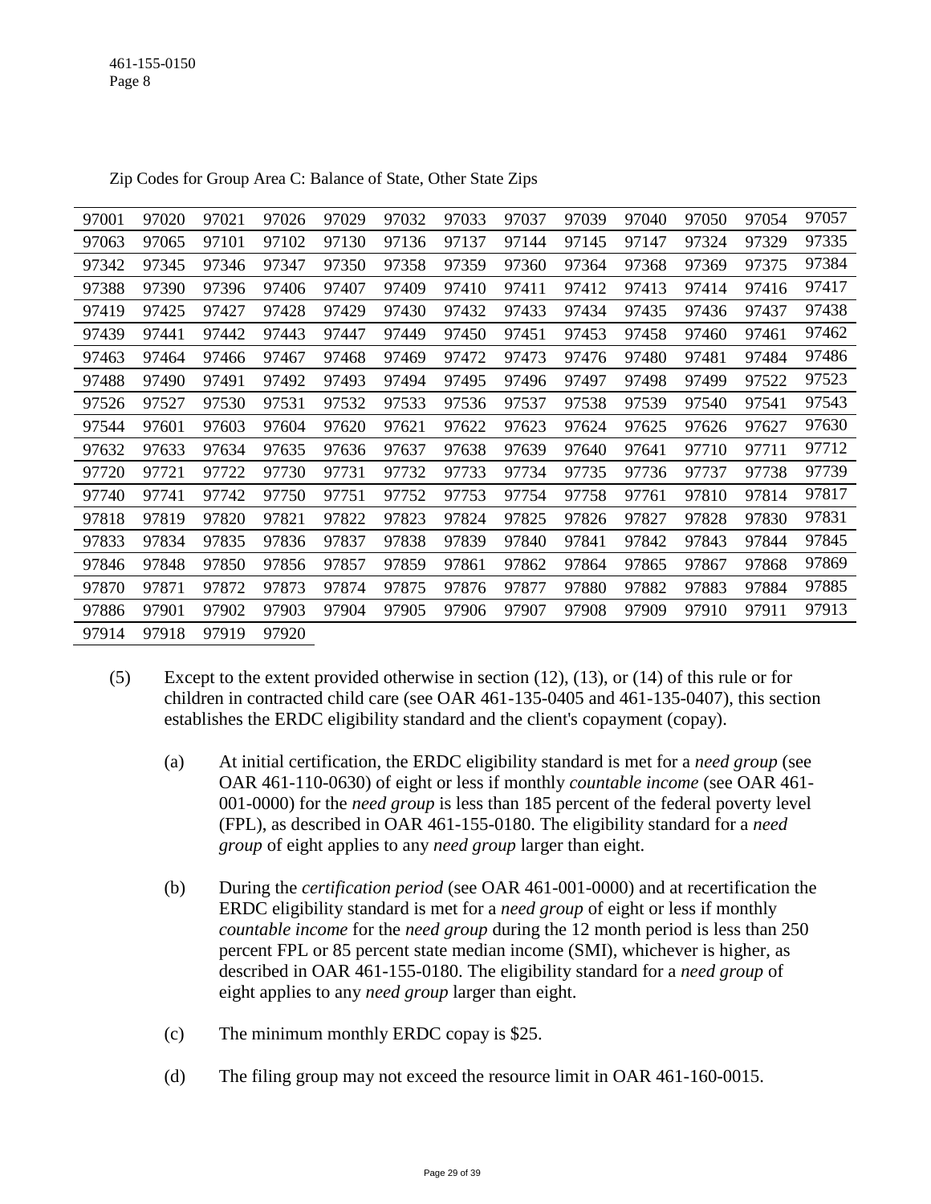Zip Codes for Group Area C: Balance of State, Other State Zips

| | | | | | | | | | | | | |
|---|---|---|---|---|---|---|---|---|---|---|---|---|
| 97001 | 97020 | 97021 | 97026 | 97029 | 97032 | 97033 | 97037 | 97039 | 97040 | 97050 | 97054 | 97057 |
| 97063 | 97065 | 97101 | 97102 | 97130 | 97136 | 97137 | 97144 | 97145 | 97147 | 97324 | 97329 | 97335 |
| 97342 | 97345 | 97346 | 97347 | 97350 | 97358 | 97359 | 97360 | 97364 | 97368 | 97369 | 97375 | 97384 |
| 97388 | 97390 | 97396 | 97406 | 97407 | 97409 | 97410 | 97411 | 97412 | 97413 | 97414 | 97416 | 97417 |
| 97419 | 97425 | 97427 | 97428 | 97429 | 97430 | 97432 | 97433 | 97434 | 97435 | 97436 | 97437 | 97438 |
| 97439 | 97441 | 97442 | 97443 | 97447 | 97449 | 97450 | 97451 | 97453 | 97458 | 97460 | 97461 | 97462 |
| 97463 | 97464 | 97466 | 97467 | 97468 | 97469 | 97472 | 97473 | 97476 | 97480 | 97481 | 97484 | 97486 |
| 97488 | 97490 | 97491 | 97492 | 97493 | 97494 | 97495 | 97496 | 97497 | 97498 | 97499 | 97522 | 97523 |
| 97526 | 97527 | 97530 | 97531 | 97532 | 97533 | 97536 | 97537 | 97538 | 97539 | 97540 | 97541 | 97543 |
| 97544 | 97601 | 97603 | 97604 | 97620 | 97621 | 97622 | 97623 | 97624 | 97625 | 97626 | 97627 | 97630 |
| 97632 | 97633 | 97634 | 97635 | 97636 | 97637 | 97638 | 97639 | 97640 | 97641 | 97710 | 97711 | 97712 |
| 97720 | 97721 | 97722 | 97730 | 97731 | 97732 | 97733 | 97734 | 97735 | 97736 | 97737 | 97738 | 97739 |
| 97740 | 97741 | 97742 | 97750 | 97751 | 97752 | 97753 | 97754 | 97758 | 97761 | 97810 | 97814 | 97817 |
| 97818 | 97819 | 97820 | 97821 | 97822 | 97823 | 97824 | 97825 | 97826 | 97827 | 97828 | 97830 | 97831 |
| 97833 | 97834 | 97835 | 97836 | 97837 | 97838 | 97839 | 97840 | 97841 | 97842 | 97843 | 97844 | 97845 |
| 97846 | 97848 | 97850 | 97856 | 97857 | 97859 | 97861 | 97862 | 97864 | 97865 | 97867 | 97868 | 97869 |
| 97870 | 97871 | 97872 | 97873 | 97874 | 97875 | 97876 | 97877 | 97880 | 97882 | 97883 | 97884 | 97885 |
| 97886 | 97901 | 97902 | 97903 | 97904 | 97905 | 97906 | 97907 | 97908 | 97909 | 97910 | 97911 | 97913 |
| 97914 | 97918 | 97919 | 97920 | | | | | | | | | |

(5) Except to the extent provided otherwise in section (12), (13), or (14) of this rule or for children in contracted child care (see OAR 461-135-0405 and 461-135-0407), this section establishes the ERDC eligibility standard and the client's copayment (copay).

(a) At initial certification, the ERDC eligibility standard is met for a *need group* (see OAR 461-110-0630) of eight or less if monthly *countable income* (see OAR 461-001-0000) for the *need group* is less than 185 percent of the federal poverty level (FPL), as described in OAR 461-155-0180. The eligibility standard for a *need group* of eight applies to any *need group* larger than eight.

(b) During the *certification period* (see OAR 461-001-0000) and at recertification the ERDC eligibility standard is met for a *need group* of eight or less if monthly *countable income* for the *need group* during the 12 month period is less than 250 percent FPL or 85 percent state median income (SMI), whichever is higher, as described in OAR 461-155-0180. The eligibility standard for a *need group* of eight applies to any *need group* larger than eight.

(c) The minimum monthly ERDC copay is $25.

(d) The filing group may not exceed the resource limit in OAR 461-160-0015.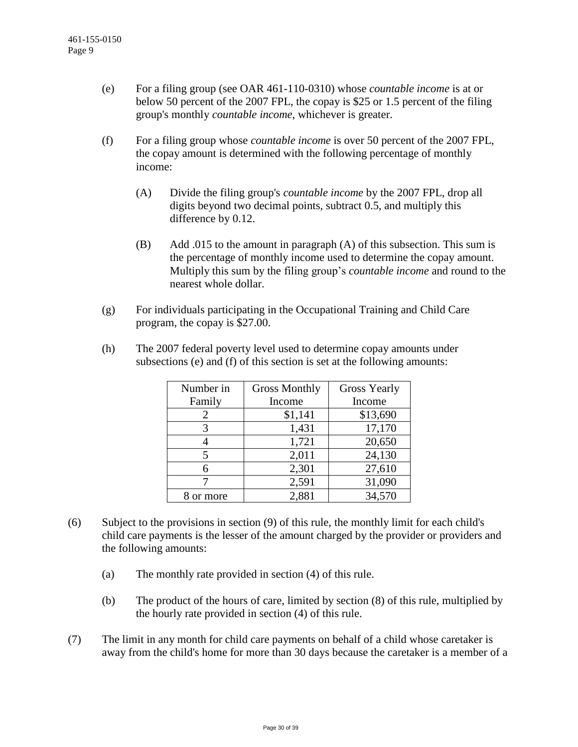(e) For a filing group (see OAR 461-110-0310) whose *countable income* is at or below 50 percent of the 2007 FPL, the copay is $25 or 1.5 percent of the filing group's monthly *countable income*, whichever is greater.

(f) For a filing group whose *countable income* is over 50 percent of the 2007 FPL, the copay amount is determined with the following percentage of monthly income:

(A) Divide the filing group's *countable income* by the 2007 FPL, drop all digits beyond two decimal points, subtract 0.5, and multiply this difference by 0.12.

(B) Add .015 to the amount in paragraph (A) of this subsection. This sum is the percentage of monthly income used to determine the copay amount. Multiply this sum by the filing group's *countable income* and round to the nearest whole dollar.

(g) For individuals participating in the Occupational Training and Child Care program, the copay is $27.00.

(h) The 2007 federal poverty level used to determine copay amounts under subsections (e) and (f) of this section is set at the following amounts:

| Number in Family | Gross Monthly Income | Gross Yearly Income |
|---|---|---|
| 2 | $1,141 | $13,690 |
| 3 | 1,431 | 17,170 |
| 4 | 1,721 | 20,650 |
| 5 | 2,011 | 24,130 |
| 6 | 2,301 | 27,610 |
| 7 | 2,591 | 31,090 |
| 8 or more | 2,881 | 34,570 |

(6) Subject to the provisions in section (9) of this rule, the monthly limit for each child's child care payments is the lesser of the amount charged by the provider or providers and the following amounts:

(a) The monthly rate provided in section (4) of this rule.

(b) The product of the hours of care, limited by section (8) of this rule, multiplied by the hourly rate provided in section (4) of this rule.

(7) The limit in any month for child care payments on behalf of a child whose caretaker is away from the child's home for more than 30 days because the caretaker is a member of a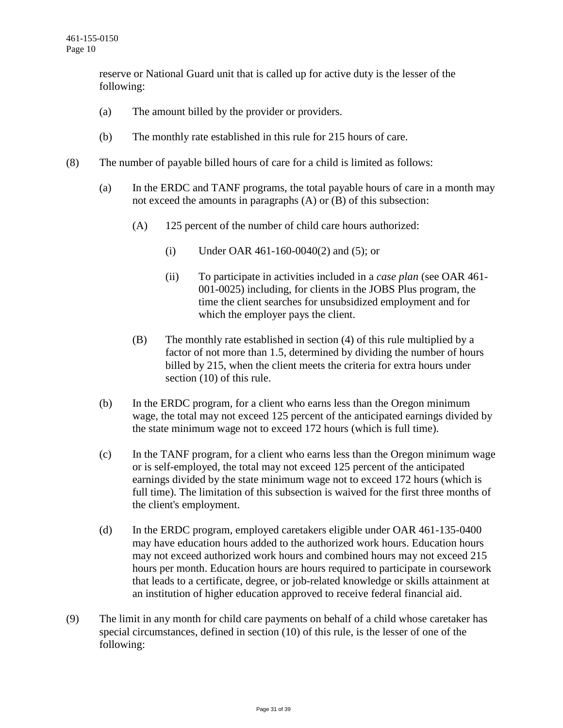reserve or National Guard unit that is called up for active duty is the lesser of the following:

(a) The amount billed by the provider or providers.

(b) The monthly rate established in this rule for 215 hours of care.

(8) The number of payable billed hours of care for a child is limited as follows:

(a) In the ERDC and TANF programs, the total payable hours of care in a month may not exceed the amounts in paragraphs (A) or (B) of this subsection:

(A) 125 percent of the number of child care hours authorized:

(i) Under OAR 461-160-0040(2) and (5); or

(ii) To participate in activities included in a *case plan* (see OAR 461-001-0025) including, for clients in the JOBS Plus program, the time the client searches for unsubsidized employment and for which the employer pays the client.

(B) The monthly rate established in section (4) of this rule multiplied by a factor of not more than 1.5, determined by dividing the number of hours billed by 215, when the client meets the criteria for extra hours under section (10) of this rule.

(b) In the ERDC program, for a client who earns less than the Oregon minimum wage, the total may not exceed 125 percent of the anticipated earnings divided by the state minimum wage not to exceed 172 hours (which is full time).

(c) In the TANF program, for a client who earns less than the Oregon minimum wage or is self-employed, the total may not exceed 125 percent of the anticipated earnings divided by the state minimum wage not to exceed 172 hours (which is full time). The limitation of this subsection is waived for the first three months of the client's employment.

(d) In the ERDC program, employed caretakers eligible under OAR 461-135-0400 may have education hours added to the authorized work hours. Education hours may not exceed authorized work hours and combined hours may not exceed 215 hours per month. Education hours are hours required to participate in coursework that leads to a certificate, degree, or job-related knowledge or skills attainment at an institution of higher education approved to receive federal financial aid.

(9) The limit in any month for child care payments on behalf of a child whose caretaker has special circumstances, defined in section (10) of this rule, is the lesser of one of the following: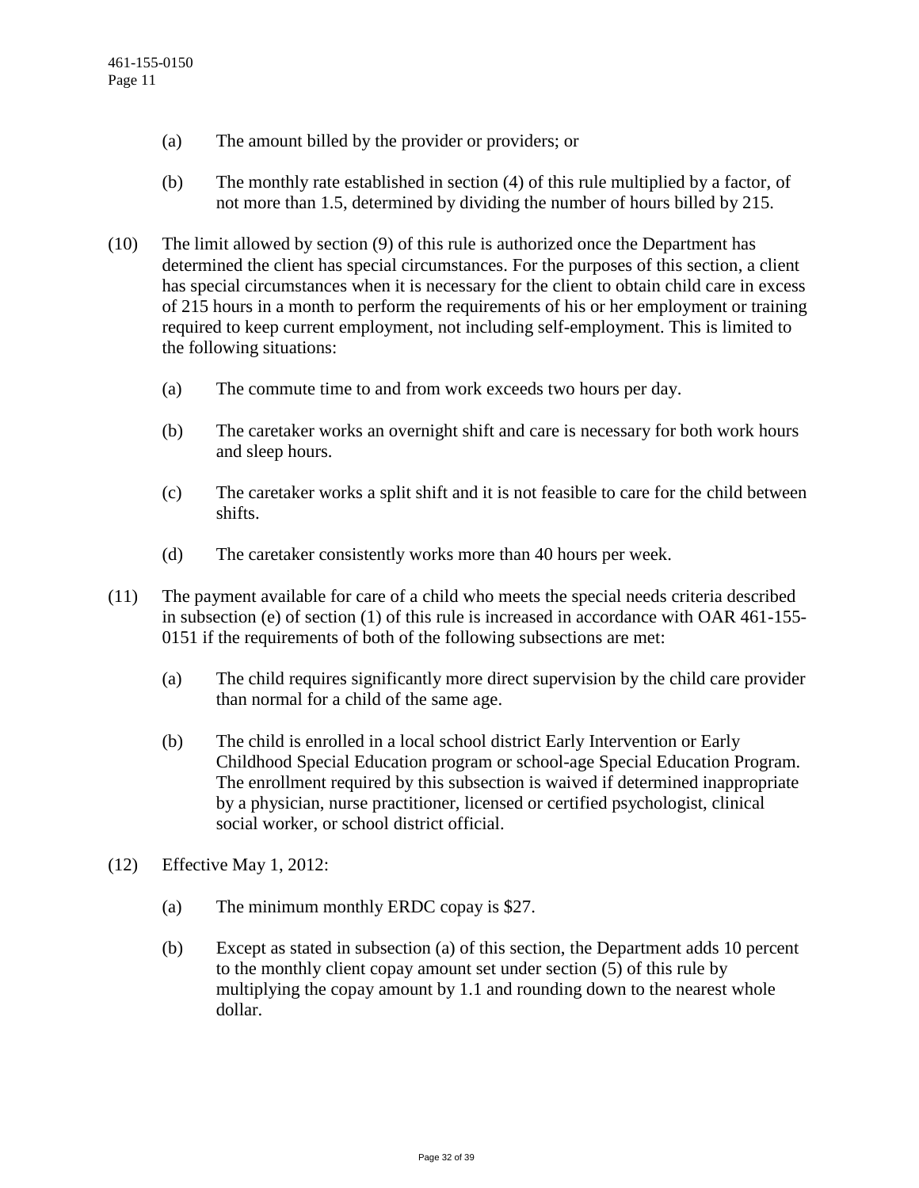(a) The amount billed by the provider or providers; or

(b) The monthly rate established in section (4) of this rule multiplied by a factor, of not more than 1.5, determined by dividing the number of hours billed by 215.

(10) The limit allowed by section (9) of this rule is authorized once the Department has determined the client has special circumstances. For the purposes of this section, a client has special circumstances when it is necessary for the client to obtain child care in excess of 215 hours in a month to perform the requirements of his or her employment or training required to keep current employment, not including self-employment. This is limited to the following situations:

(a) The commute time to and from work exceeds two hours per day.

(b) The caretaker works an overnight shift and care is necessary for both work hours and sleep hours.

(c) The caretaker works a split shift and it is not feasible to care for the child between shifts.

(d) The caretaker consistently works more than 40 hours per week.

(11) The payment available for care of a child who meets the special needs criteria described in subsection (e) of section (1) of this rule is increased in accordance with OAR 461-155-0151 if the requirements of both of the following subsections are met:

(a) The child requires significantly more direct supervision by the child care provider than normal for a child of the same age.

(b) The child is enrolled in a local school district Early Intervention or Early Childhood Special Education program or school-age Special Education Program. The enrollment required by this subsection is waived if determined inappropriate by a physician, nurse practitioner, licensed or certified psychologist, clinical social worker, or school district official.

(12) Effective May 1, 2012:

(a) The minimum monthly ERDC copay is $27.

(b) Except as stated in subsection (a) of this section, the Department adds 10 percent to the monthly client copay amount set under section (5) of this rule by multiplying the copay amount by 1.1 and rounding down to the nearest whole dollar.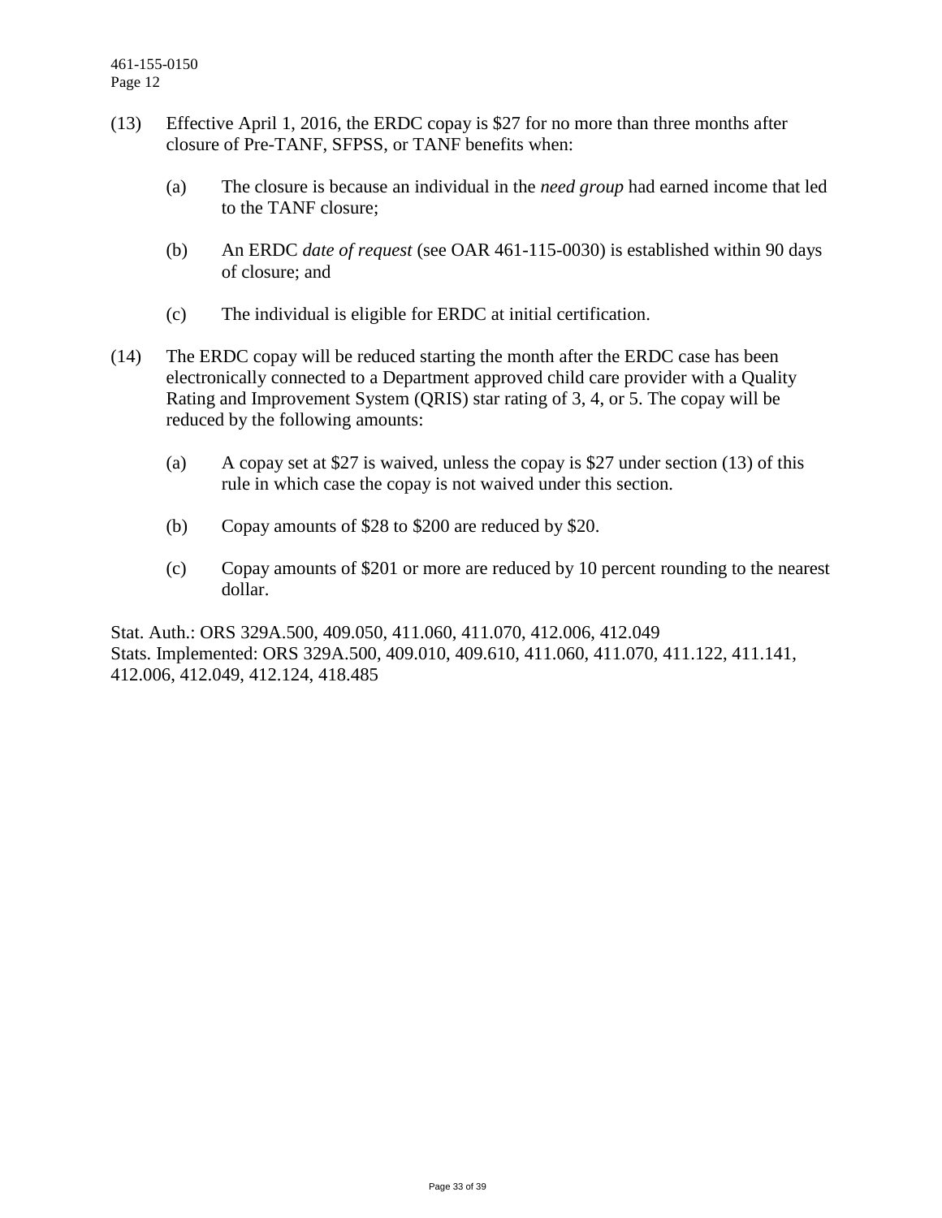(13) Effective April 1, 2016, the ERDC copay is $27 for no more than three months after closure of Pre-TANF, SFPSS, or TANF benefits when:

(a) The closure is because an individual in the *need group* had earned income that led to the TANF closure;

(b) An ERDC *date of request* (see OAR 461-115-0030) is established within 90 days of closure; and

(c) The individual is eligible for ERDC at initial certification.

(14) The ERDC copay will be reduced starting the month after the ERDC case has been electronically connected to a Department approved child care provider with a Quality Rating and Improvement System (QRIS) star rating of 3, 4, or 5. The copay will be reduced by the following amounts:

(a) A copay set at $27 is waived, unless the copay is $27 under section (13) of this rule in which case the copay is not waived under this section.

(b) Copay amounts of $28 to $200 are reduced by $20.

(c) Copay amounts of $201 or more are reduced by 10 percent rounding to the nearest dollar.

Stat. Auth.: ORS 329A.500, 409.050, 411.060, 411.070, 412.006, 412.049
Stats. Implemented: ORS 329A.500, 409.010, 409.610, 411.060, 411.070, 411.122, 411.141, 412.006, 412.049, 412.124, 418.485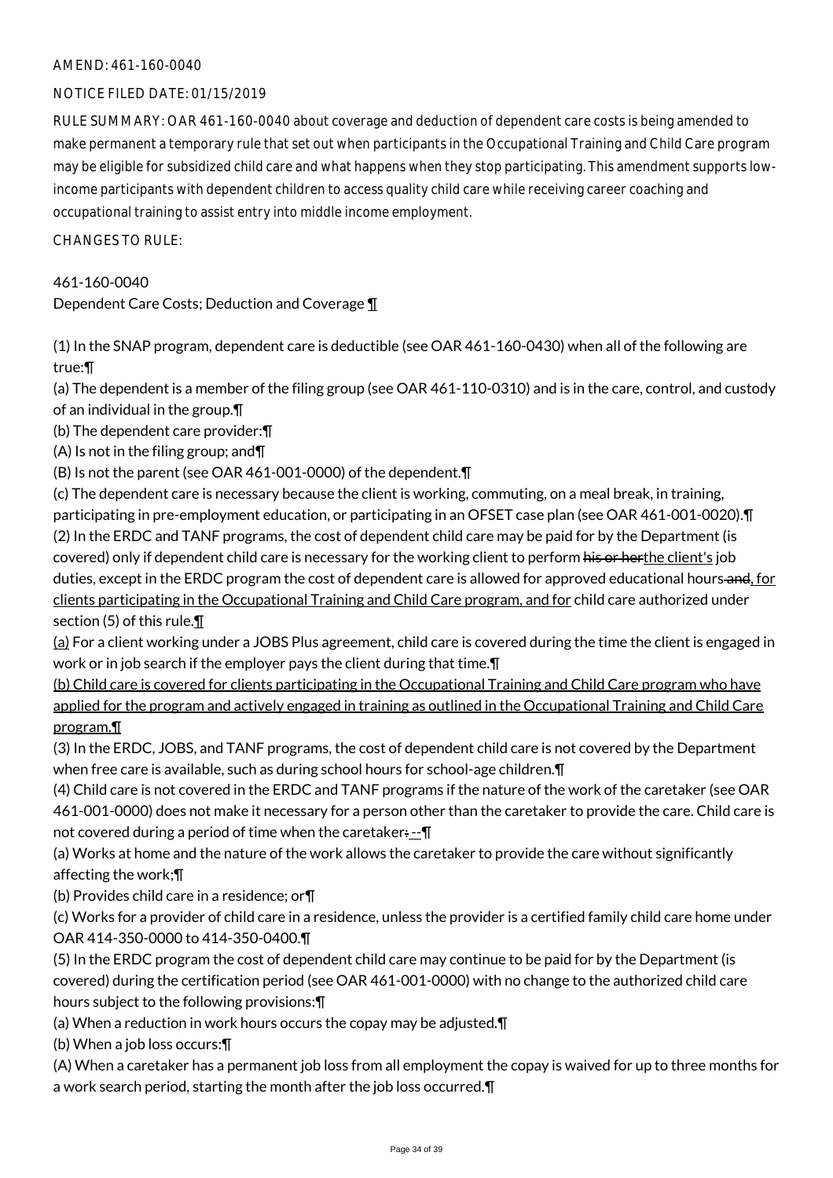AMEND: 461-160-0040

NOTICE FILED DATE: 01/15/2019

RULE SUMMARY: OAR 461-160-0040 about coverage and deduction of dependent care costs is being amended to make permanent a temporary rule that set out when participants in the Occupational Training and Child Care program may be eligible for subsidized child care and what happens when they stop participating. This amendment supports low-income participants with dependent children to access quality child care while receiving career coaching and occupational training to assist entry into middle income employment.

CHANGES TO RULE:

461-160-0040
Dependent Care Costs; Deduction and Coverage ¶

(1) In the SNAP program, dependent care is deductible (see OAR 461-160-0430) when all of the following are true:¶
(a) The dependent is a member of the filing group (see OAR 461-110-0310) and is in the care, control, and custody of an individual in the group.¶
(b) The dependent care provider:¶
(A) Is not in the filing group; and¶
(B) Is not the parent (see OAR 461-001-0000) of the dependent.¶
(c) The dependent care is necessary because the client is working, commuting, on a meal break, in training, participating in pre-employment education, or participating in an OFSET case plan (see OAR 461-001-0020).¶
(2) In the ERDC and TANF programs, the cost of dependent child care may be paid for by the Department (is covered) only if dependent child care is necessary for the working client to perform ~~his or her~~the client's job duties, except in the ERDC program the cost of dependent care is allowed for approved educational hours ~~and~~, for clients participating in the Occupational Training and Child Care program, and for child care authorized under section (5) of this rule.¶
(a) For a client working under a JOBS Plus agreement, child care is covered during the time the client is engaged in work or in job search if the employer pays the client during that time.¶
(b) Child care is covered for clients participating in the Occupational Training and Child Care program who have applied for the program and actively engaged in training as outlined in the Occupational Training and Child Care program.¶
(3) In the ERDC, JOBS, and TANF programs, the cost of dependent child care is not covered by the Department when free care is available, such as during school hours for school-age children.¶
(4) Child care is not covered in the ERDC and TANF programs if the nature of the work of the caretaker (see OAR 461-001-0000) does not make it necessary for a person other than the caretaker to provide the care. Child care is not covered during a period of time when the caretaker~~:~~--¶
(a) Works at home and the nature of the work allows the caretaker to provide the care without significantly affecting the work;¶
(b) Provides child care in a residence; or¶
(c) Works for a provider of child care in a residence, unless the provider is a certified family child care home under OAR 414-350-0000 to 414-350-0400.¶
(5) In the ERDC program the cost of dependent child care may continue to be paid for by the Department (is covered) during the certification period (see OAR 461-001-0000) with no change to the authorized child care hours subject to the following provisions:¶
(a) When a reduction in work hours occurs the copay may be adjusted.¶
(b) When a job loss occurs:¶
(A) When a caretaker has a permanent job loss from all employment the copay is waived for up to three months for a work search period, starting the month after the job loss occurred.¶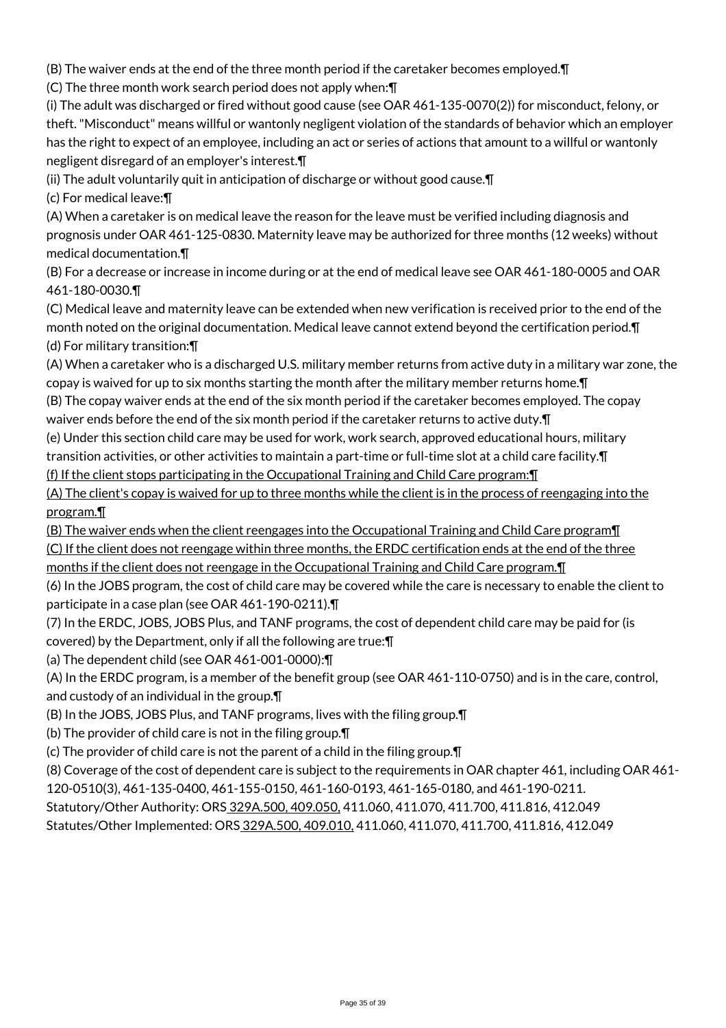(B) The waiver ends at the end of the three month period if the caretaker becomes employed.¶

(C) The three month work search period does not apply when:¶

(i) The adult was discharged or fired without good cause (see OAR 461-135-0070(2)) for misconduct, felony, or theft. "Misconduct" means willful or wantonly negligent violation of the standards of behavior which an employer has the right to expect of an employee, including an act or series of actions that amount to a willful or wantonly negligent disregard of an employer's interest.¶

(ii) The adult voluntarily quit in anticipation of discharge or without good cause.¶

(c) For medical leave:¶

(A) When a caretaker is on medical leave the reason for the leave must be verified including diagnosis and prognosis under OAR 461-125-0830. Maternity leave may be authorized for three months (12 weeks) without medical documentation.¶

(B) For a decrease or increase in income during or at the end of medical leave see OAR 461-180-0005 and OAR 461-180-0030.¶

(C) Medical leave and maternity leave can be extended when new verification is received prior to the end of the month noted on the original documentation. Medical leave cannot extend beyond the certification period.¶

(d) For military transition:¶

(A) When a caretaker who is a discharged U.S. military member returns from active duty in a military war zone, the copay is waived for up to six months starting the month after the military member returns home.¶

(B) The copay waiver ends at the end of the six month period if the caretaker becomes employed. The copay waiver ends before the end of the six month period if the caretaker returns to active duty.¶

(e) Under this section child care may be used for work, work search, approved educational hours, military transition activities, or other activities to maintain a part-time or full-time slot at a child care facility.¶

(f) If the client stops participating in the Occupational Training and Child Care program:¶

(A) The client's copay is waived for up to three months while the client is in the process of reengaging into the program.¶

(B) The waiver ends when the client reengages into the Occupational Training and Child Care program¶

(C) If the client does not reengage within three months, the ERDC certification ends at the end of the three months if the client does not reengage in the Occupational Training and Child Care program.¶

(6) In the JOBS program, the cost of child care may be covered while the care is necessary to enable the client to participate in a case plan (see OAR 461-190-0211).¶

(7) In the ERDC, JOBS, JOBS Plus, and TANF programs, the cost of dependent child care may be paid for (is covered) by the Department, only if all the following are true:¶

(a) The dependent child (see OAR 461-001-0000):¶

(A) In the ERDC program, is a member of the benefit group (see OAR 461-110-0750) and is in the care, control, and custody of an individual in the group.¶

(B) In the JOBS, JOBS Plus, and TANF programs, lives with the filing group.¶

(b) The provider of child care is not in the filing group.¶

(c) The provider of child care is not the parent of a child in the filing group.¶

(8) Coverage of the cost of dependent care is subject to the requirements in OAR chapter 461, including OAR 461-120-0510(3), 461-135-0400, 461-155-0150, 461-160-0193, 461-165-0180, and 461-190-0211.

Statutory/Other Authority: ORS 329A.500, 409.050, 411.060, 411.070, 411.700, 411.816, 412.049

Statutes/Other Implemented: ORS 329A.500, 409.010, 411.060, 411.070, 411.700, 411.816, 412.049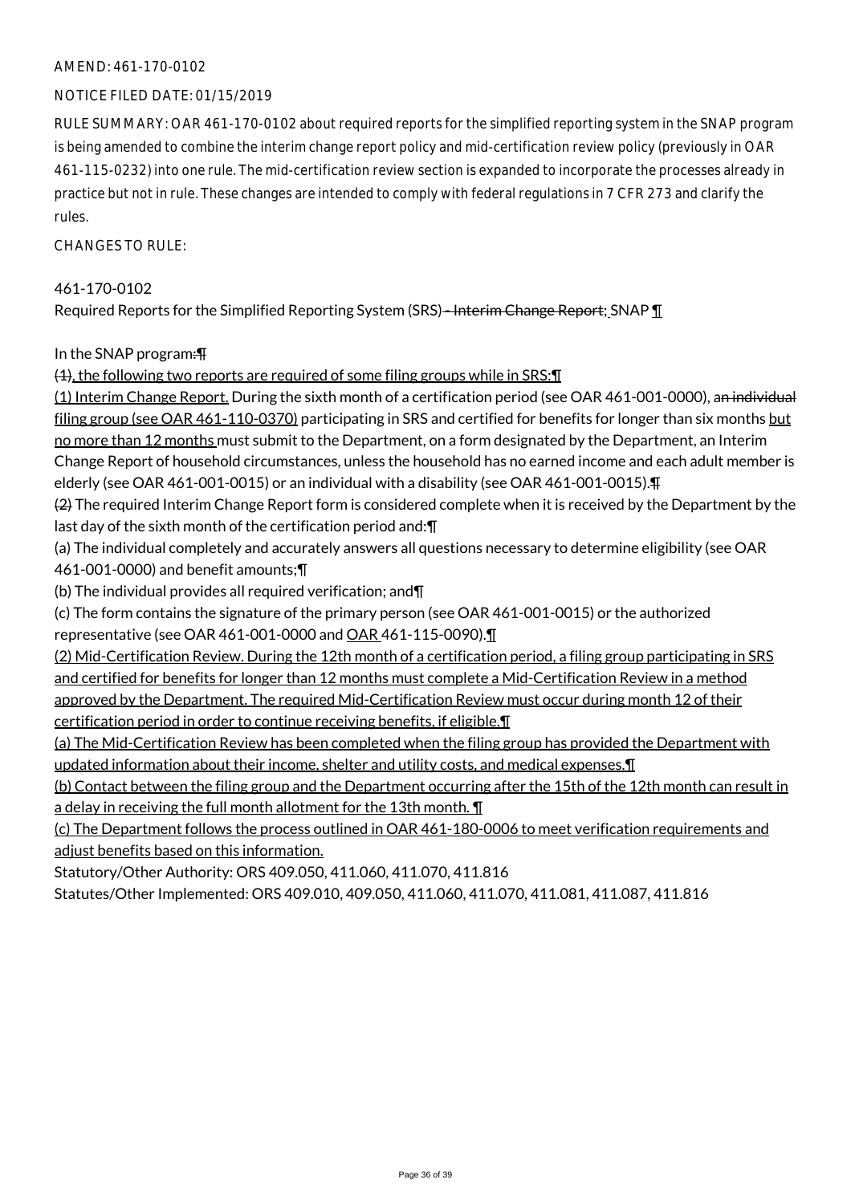AMEND: 461-170-0102

NOTICE FILED DATE: 01/15/2019

RULE SUMMARY: OAR 461-170-0102 about required reports for the simplified reporting system in the SNAP program is being amended to combine the interim change report policy and mid-certification review policy (previously in OAR 461-115-0232) into one rule. The mid-certification review section is expanded to incorporate the processes already in practice but not in rule. These changes are intended to comply with federal regulations in 7 CFR 273 and clarify the rules.

CHANGES TO RULE:

461-170-0102

Required Reports for the Simplified Reporting System (SRS) - Interim Change Report; SNAP ¶

In the SNAP program:¶

(1), the following two reports are required of some filing groups while in SRS:¶

(1) Interim Change Report. During the sixth month of a certification period (see OAR 461-001-0000), an individual filing group (see OAR 461-110-0370) participating in SRS and certified for benefits for longer than six months but no more than 12 months must submit to the Department, on a form designated by the Department, an Interim Change Report of household circumstances, unless the household has no earned income and each adult member is elderly (see OAR 461-001-0015) or an individual with a disability (see OAR 461-001-0015).¶

(2) The required Interim Change Report form is considered complete when it is received by the Department by the last day of the sixth month of the certification period and:¶

(a) The individual completely and accurately answers all questions necessary to determine eligibility (see OAR 461-001-0000) and benefit amounts;¶

(b) The individual provides all required verification; and¶

(c) The form contains the signature of the primary person (see OAR 461-001-0015) or the authorized representative (see OAR 461-001-0000 and OAR 461-115-0090).¶

(2) Mid-Certification Review. During the 12th month of a certification period, a filing group participating in SRS and certified for benefits for longer than 12 months must complete a Mid-Certification Review in a method approved by the Department. The required Mid-Certification Review must occur during month 12 of their certification period in order to continue receiving benefits, if eligible.¶

(a) The Mid-Certification Review has been completed when the filing group has provided the Department with updated information about their income, shelter and utility costs, and medical expenses.¶

(b) Contact between the filing group and the Department occurring after the 15th of the 12th month can result in a delay in receiving the full month allotment for the 13th month. ¶

(c) The Department follows the process outlined in OAR 461-180-0006 to meet verification requirements and adjust benefits based on this information.

Statutory/Other Authority: ORS 409.050, 411.060, 411.070, 411.816

Statutes/Other Implemented: ORS 409.010, 409.050, 411.060, 411.070, 411.081, 411.087, 411.816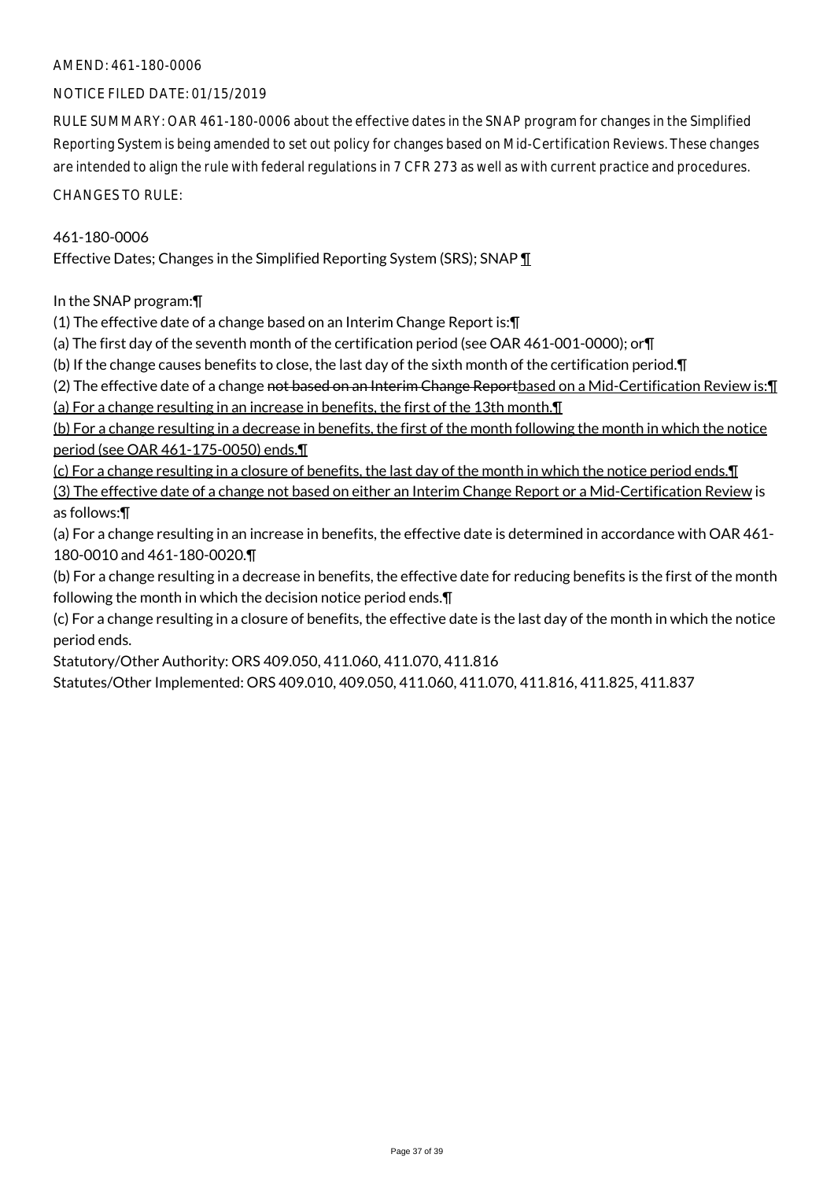AMEND: 461-180-0006

NOTICE FILED DATE: 01/15/2019

RULE SUMMARY: OAR 461-180-0006 about the effective dates in the SNAP program for changes in the Simplified Reporting System is being amended to set out policy for changes based on Mid-Certification Reviews. These changes are intended to align the rule with federal regulations in 7 CFR 273 as well as with current practice and procedures.

CHANGES TO RULE:

461-180-0006
Effective Dates; Changes in the Simplified Reporting System (SRS); SNAP ¶

In the SNAP program:¶
(1) The effective date of a change based on an Interim Change Report is:¶
(a) The first day of the seventh month of the certification period (see OAR 461-001-0000); or¶
(b) If the change causes benefits to close, the last day of the sixth month of the certification period.¶
(2) The effective date of a change ~~not based on an Interim Change Report~~<u>based on a Mid-Certification Review is:¶</u>
<u>(a) For a change resulting in an increase in benefits, the first of the 13th month.¶</u>
<u>(b) For a change resulting in a decrease in benefits, the first of the month following the month in which the notice period (see OAR 461-175-0050) ends.¶</u>
<u>(c) For a change resulting in a closure of benefits, the last day of the month in which the notice period ends.¶</u>
<u>(3) The effective date of a change not based on either an Interim Change Report or a Mid-Certification Review</u> is as follows:¶
(a) For a change resulting in an increase in benefits, the effective date is determined in accordance with OAR 461-180-0010 and 461-180-0020.¶
(b) For a change resulting in a decrease in benefits, the effective date for reducing benefits is the first of the month following the month in which the decision notice period ends.¶
(c) For a change resulting in a closure of benefits, the effective date is the last day of the month in which the notice period ends.
Statutory/Other Authority: ORS 409.050, 411.060, 411.070, 411.816
Statutes/Other Implemented: ORS 409.010, 409.050, 411.060, 411.070, 411.816, 411.825, 411.837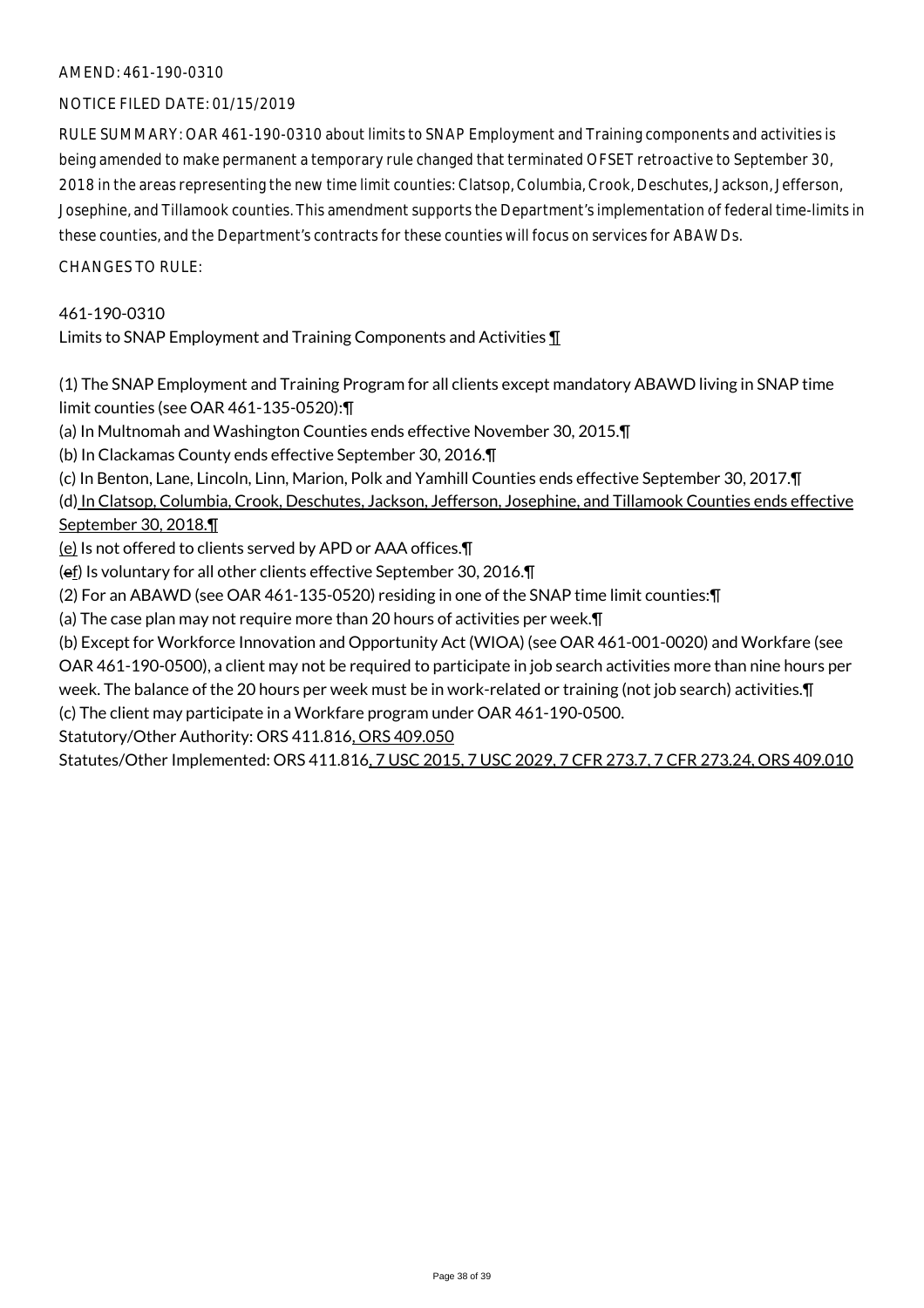AMEND: 461-190-0310

NOTICE FILED DATE: 01/15/2019

RULE SUMMARY: OAR 461-190-0310 about limits to SNAP Employment and Training components and activities is being amended to make permanent a temporary rule changed that terminated OFSET retroactive to September 30, 2018 in the areas representing the new time limit counties: Clatsop, Columbia, Crook, Deschutes, Jackson, Jefferson, Josephine, and Tillamook counties. This amendment supports the Department's implementation of federal time-limits in these counties, and the Department's contracts for these counties will focus on services for ABAWDs.

CHANGES TO RULE:

461-190-0310
Limits to SNAP Employment and Training Components and Activities ¶

(1) The SNAP Employment and Training Program for all clients except mandatory ABAWD living in SNAP time limit counties (see OAR 461-135-0520):¶
(a) In Multnomah and Washington Counties ends effective November 30, 2015.¶
(b) In Clackamas County ends effective September 30, 2016.¶
(c) In Benton, Lane, Lincoln, Linn, Marion, Polk and Yamhill Counties ends effective September 30, 2017.¶
(d) In Clatsop, Columbia, Crook, Deschutes, Jackson, Jefferson, Josephine, and Tillamook Counties ends effective September 30, 2018.¶
(e) Is not offered to clients served by APD or AAA offices.¶
(ef) Is voluntary for all other clients effective September 30, 2016.¶
(2) For an ABAWD (see OAR 461-135-0520) residing in one of the SNAP time limit counties:¶
(a) The case plan may not require more than 20 hours of activities per week.¶
(b) Except for Workforce Innovation and Opportunity Act (WIOA) (see OAR 461-001-0020) and Workfare (see OAR 461-190-0500), a client may not be required to participate in job search activities more than nine hours per week. The balance of the 20 hours per week must be in work-related or training (not job search) activities.¶
(c) The client may participate in a Workfare program under OAR 461-190-0500.
Statutory/Other Authority: ORS 411.816, ORS 409.050
Statutes/Other Implemented: ORS 411.816, 7 USC 2015, 7 USC 2029, 7 CFR 273.7, 7 CFR 273.24, ORS 409.010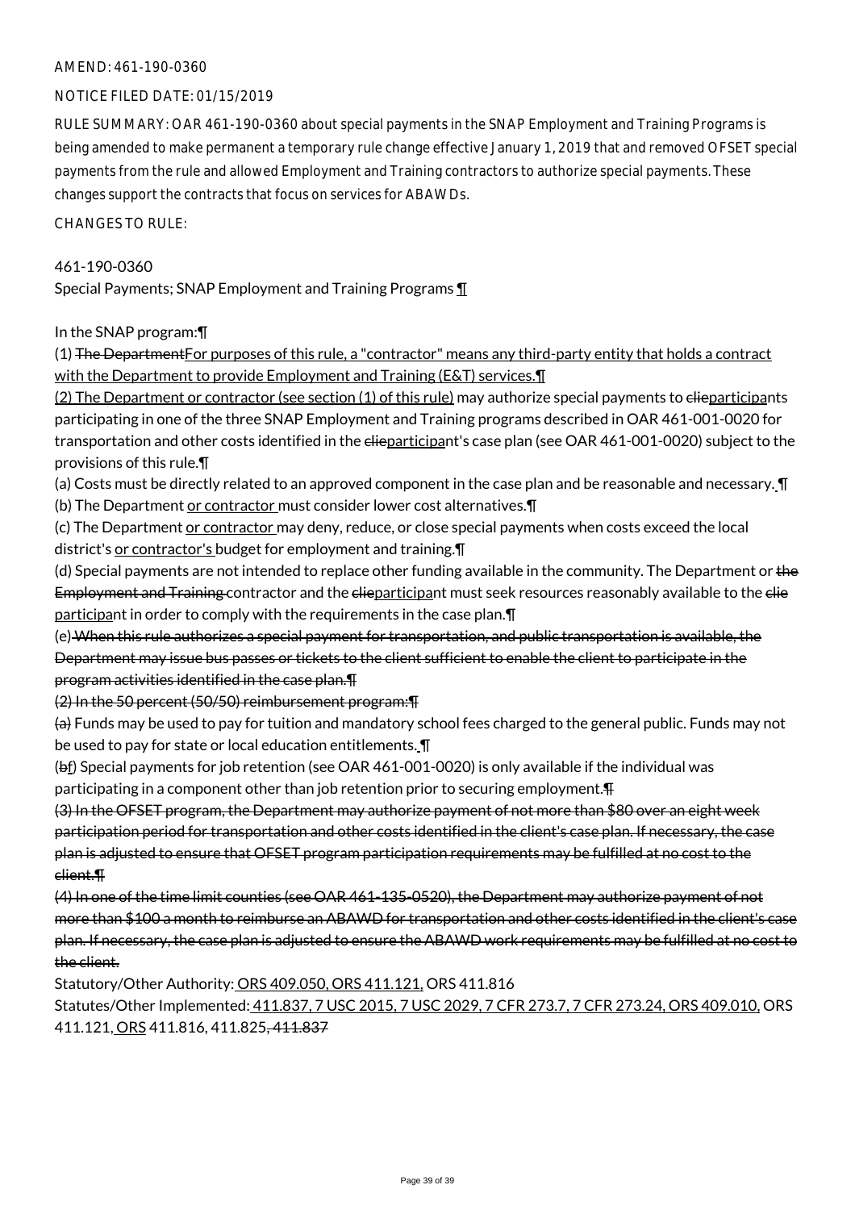AMEND: 461-190-0360

NOTICE FILED DATE: 01/15/2019

RULE SUMMARY: OAR 461-190-0360 about special payments in the SNAP Employment and Training Programs is being amended to make permanent a temporary rule change effective January 1, 2019 that and removed OFSET special payments from the rule and allowed Employment and Training contractors to authorize special payments. These changes support the contracts that focus on services for ABAWDs.

CHANGES TO RULE:

461-190-0360

Special Payments; SNAP Employment and Training Programs ¶

In the SNAP program:¶

(1) ~~The Department~~For purposes of this rule, a "contractor" means any third-party entity that holds a contract with the Department to provide Employment and Training (E&T) services.¶

(2) The Department or contractor (see section (1) of this rule) may authorize special payments to ~~clie~~participants participating in one of the three SNAP Employment and Training programs described in OAR 461-001-0020 for transportation and other costs identified in the ~~clie~~participant's case plan (see OAR 461-001-0020) subject to the provisions of this rule.¶

(a) Costs must be directly related to an approved component in the case plan and be reasonable and necessary. ¶

(b) The Department or contractor must consider lower cost alternatives.¶

(c) The Department or contractor may deny, reduce, or close special payments when costs exceed the local district's or contractor's budget for employment and training.¶

(d) Special payments are not intended to replace other funding available in the community. The Department or ~~the Employment and Training~~ contractor and the ~~clie~~participant must seek resources reasonably available to the ~~clie~~participant in order to comply with the requirements in the case plan.¶

(e) ~~When this rule authorizes a special payment for transportation, and public transportation is available, the Department may issue bus passes or tickets to the client sufficient to enable the client to participate in the program activities identified in the case plan.¶~~

~~(2) In the 50 percent (50/50) reimbursement program:¶~~

~~(a)~~ Funds may be used to pay for tuition and mandatory school fees charged to the general public. Funds may not be used to pay for state or local education entitlements. ¶

(~~b~~f) Special payments for job retention (see OAR 461-001-0020) is only available if the individual was participating in a component other than job retention prior to securing employment.~~¶~~

~~(3) In the OFSET program, the Department may authorize payment of not more than $80 over an eight week participation period for transportation and other costs identified in the client's case plan. If necessary, the case plan is adjusted to ensure that OFSET program participation requirements may be fulfilled at no cost to the client.¶~~

~~(4) In one of the time limit counties (see OAR 461-135-0520), the Department may authorize payment of not more than $100 a month to reimburse an ABAWD for transportation and other costs identified in the client's case plan. If necessary, the case plan is adjusted to ensure the ABAWD work requirements may be fulfilled at no cost to the client.~~

Statutory/Other Authority: ORS 409.050, ORS 411.121, ORS 411.816

Statutes/Other Implemented: 411.837, 7 USC 2015, 7 USC 2029, 7 CFR 273.7, 7 CFR 273.24, ORS 409.010, ORS 411.121, ORS 411.816, 411.825~~, 411.837~~